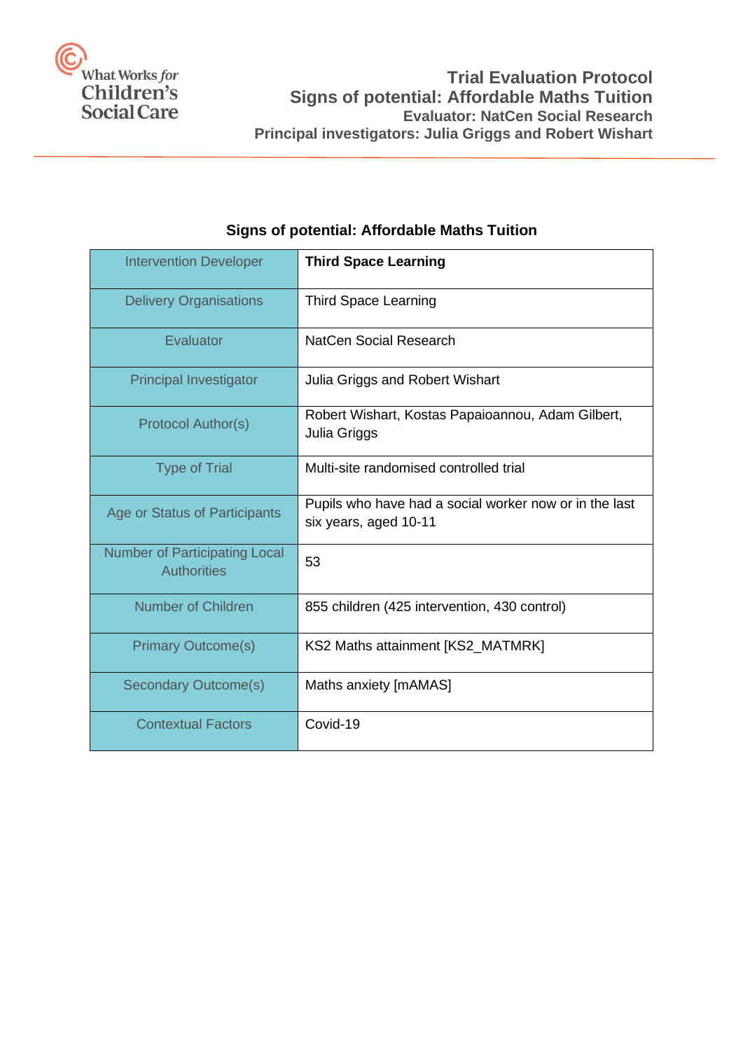What Works *for* Children's Social Care

# Trial Evaluation Protocol
## Signs of potential: Affordable Maths Tuition
### Evaluator: NatCen Social Research
### Principal investigators: Julia Griggs and Robert Wishart

---

**Signs of potential: Affordable Maths Tuition**

| | |
|---|---|
| Intervention Developer | **Third Space Learning** |
| Delivery Organisations | Third Space Learning |
| Evaluator | NatCen Social Research |
| Principal Investigator | Julia Griggs and Robert Wishart |
| Protocol Author(s) | Robert Wishart, Kostas Papaioannou, Adam Gilbert, Julia Griggs |
| Type of Trial | Multi-site randomised controlled trial |
| Age or Status of Participants | Pupils who have had a social worker now or in the last six years, aged 10-11 |
| Number of Participating Local Authorities | 53 |
| Number of Children | 855 children (425 intervention, 430 control) |
| Primary Outcome(s) | KS2 Maths attainment [KS2_MATMRK] |
| Secondary Outcome(s) | Maths anxiety [mAMAS] |
| Contextual Factors | Covid-19 |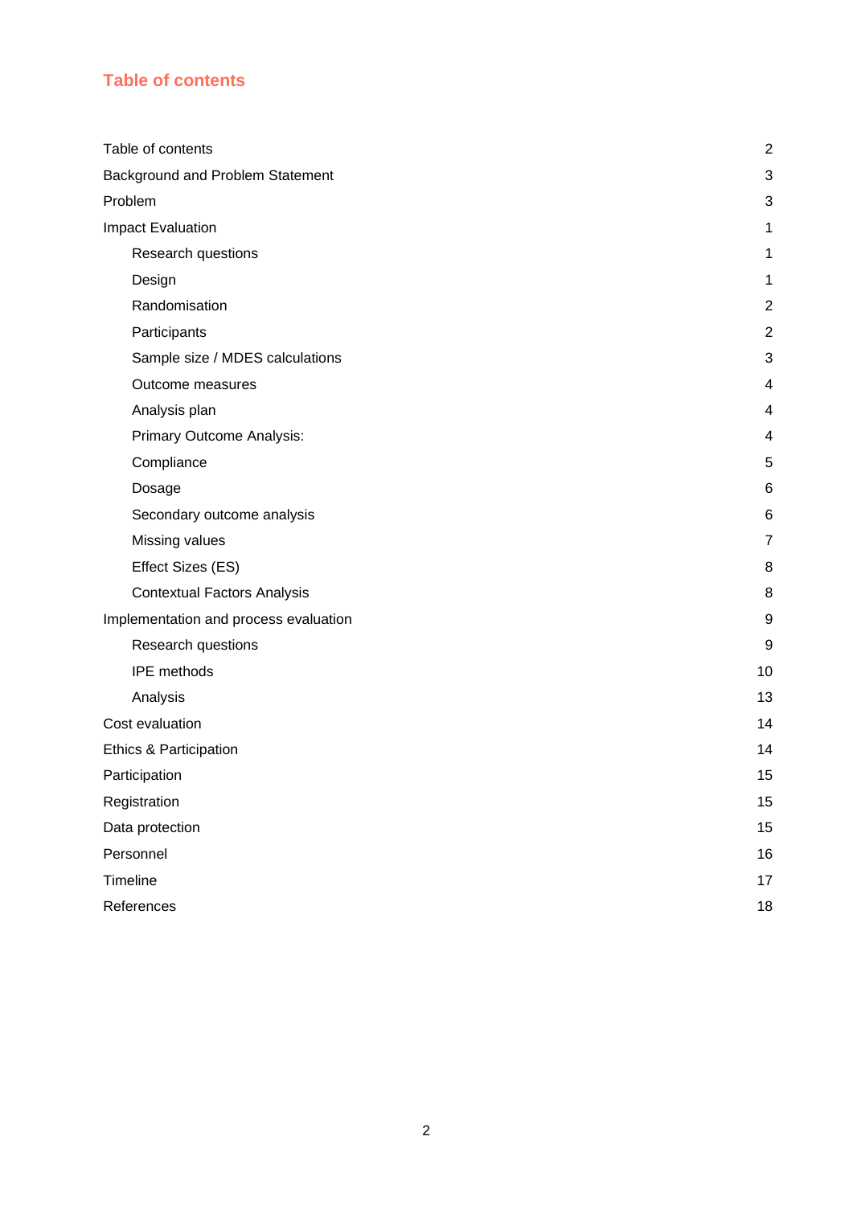# Table of contents

| | |
|---|---|
| Table of contents | 2 |
| Background and Problem Statement | 3 |
| Problem | 3 |
| Impact Evaluation | 1 |
| Research questions | 1 |
| Design | 1 |
| Randomisation | 2 |
| Participants | 2 |
| Sample size / MDES calculations | 3 |
| Outcome measures | 4 |
| Analysis plan | 4 |
| Primary Outcome Analysis: | 4 |
| Compliance | 5 |
| Dosage | 6 |
| Secondary outcome analysis | 6 |
| Missing values | 7 |
| Effect Sizes (ES) | 8 |
| Contextual Factors Analysis | 8 |
| Implementation and process evaluation | 9 |
| Research questions | 9 |
| IPE methods | 10 |
| Analysis | 13 |
| Cost evaluation | 14 |
| Ethics & Participation | 14 |
| Participation | 15 |
| Registration | 15 |
| Data protection | 15 |
| Personnel | 16 |
| Timeline | 17 |
| References | 18 |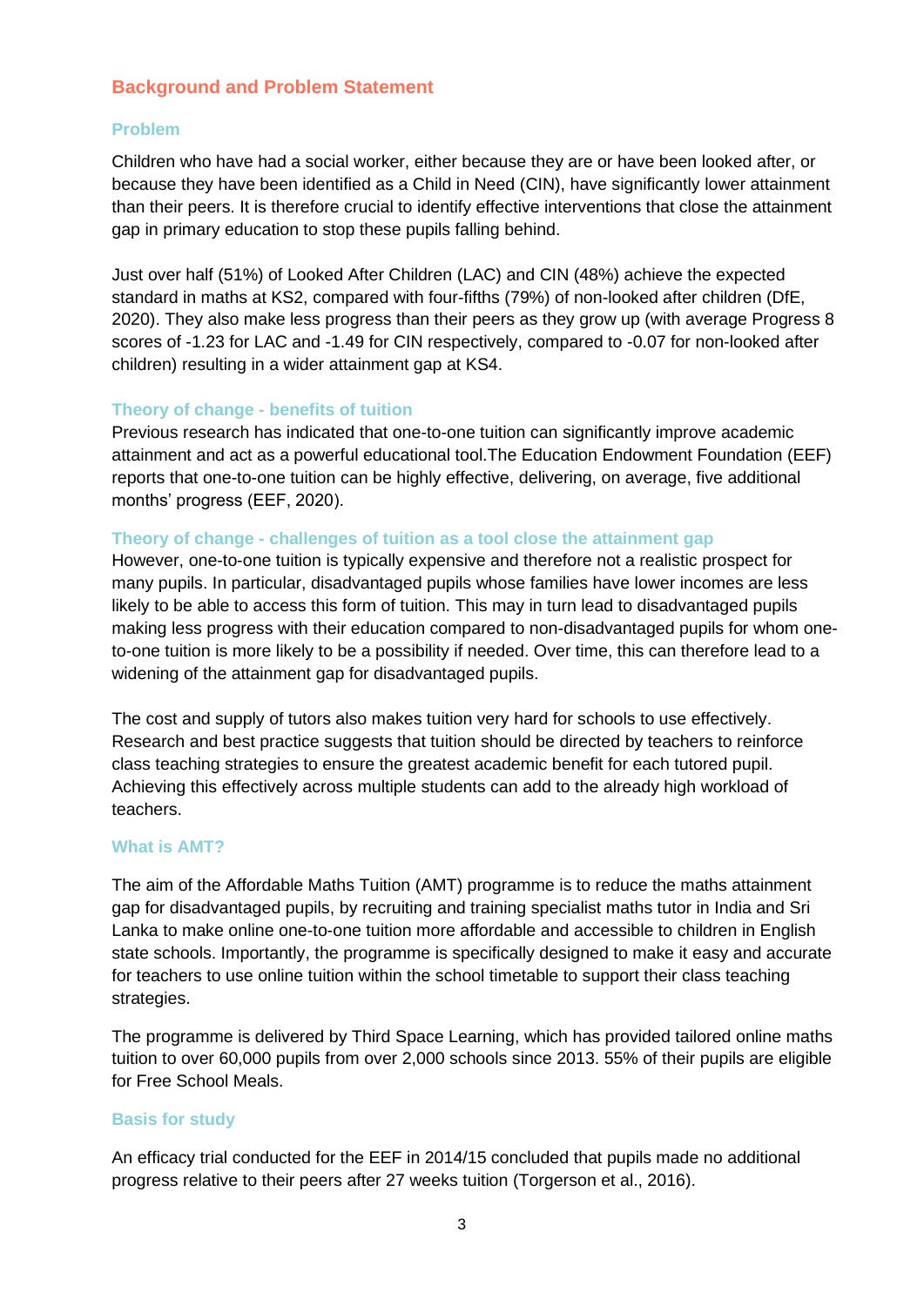## Background and Problem Statement

### Problem

Children who have had a social worker, either because they are or have been looked after, or because they have been identified as a Child in Need (CIN), have significantly lower attainment than their peers. It is therefore crucial to identify effective interventions that close the attainment gap in primary education to stop these pupils falling behind.

Just over half (51%) of Looked After Children (LAC) and CIN (48%) achieve the expected standard in maths at KS2, compared with four-fifths (79%) of non-looked after children (DfE, 2020). They also make less progress than their peers as they grow up (with average Progress 8 scores of -1.23 for LAC and -1.49 for CIN respectively, compared to -0.07 for non-looked after children) resulting in a wider attainment gap at KS4.

### Theory of change - benefits of tuition

Previous research has indicated that one-to-one tuition can significantly improve academic attainment and act as a powerful educational tool.The Education Endowment Foundation (EEF) reports that one-to-one tuition can be highly effective, delivering, on average, five additional months' progress (EEF, 2020).

### Theory of change - challenges of tuition as a tool close the attainment gap

However, one-to-one tuition is typically expensive and therefore not a realistic prospect for many pupils. In particular, disadvantaged pupils whose families have lower incomes are less likely to be able to access this form of tuition. This may in turn lead to disadvantaged pupils making less progress with their education compared to non-disadvantaged pupils for whom one-to-one tuition is more likely to be a possibility if needed. Over time, this can therefore lead to a widening of the attainment gap for disadvantaged pupils.

The cost and supply of tutors also makes tuition very hard for schools to use effectively. Research and best practice suggests that tuition should be directed by teachers to reinforce class teaching strategies to ensure the greatest academic benefit for each tutored pupil. Achieving this effectively across multiple students can add to the already high workload of teachers.

### What is AMT?

The aim of the Affordable Maths Tuition (AMT) programme is to reduce the maths attainment gap for disadvantaged pupils, by recruiting and training specialist maths tutor in India and Sri Lanka to make online one-to-one tuition more affordable and accessible to children in English state schools. Importantly, the programme is specifically designed to make it easy and accurate for teachers to use online tuition within the school timetable to support their class teaching strategies.

The programme is delivered by Third Space Learning, which has provided tailored online maths tuition to over 60,000 pupils from over 2,000 schools since 2013. 55% of their pupils are eligible for Free School Meals.

### Basis for study

An efficacy trial conducted for the EEF in 2014/15 concluded that pupils made no additional progress relative to their peers after 27 weeks tuition (Torgerson et al., 2016).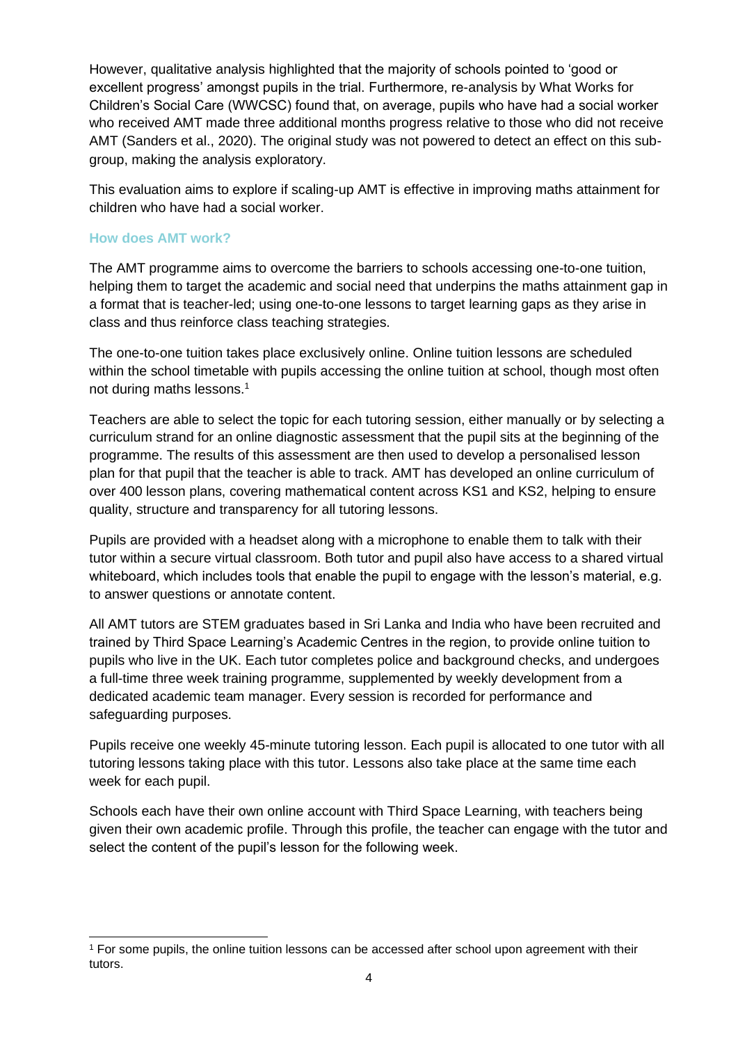However, qualitative analysis highlighted that the majority of schools pointed to 'good or excellent progress' amongst pupils in the trial. Furthermore, re-analysis by What Works for Children's Social Care (WWCSC) found that, on average, pupils who have had a social worker who received AMT made three additional months progress relative to those who did not receive AMT (Sanders et al., 2020). The original study was not powered to detect an effect on this sub-group, making the analysis exploratory.

This evaluation aims to explore if scaling-up AMT is effective in improving maths attainment for children who have had a social worker.

### How does AMT work?

The AMT programme aims to overcome the barriers to schools accessing one-to-one tuition, helping them to target the academic and social need that underpins the maths attainment gap in a format that is teacher-led; using one-to-one lessons to target learning gaps as they arise in class and thus reinforce class teaching strategies.

The one-to-one tuition takes place exclusively online. Online tuition lessons are scheduled within the school timetable with pupils accessing the online tuition at school, though most often not during maths lessons.[1]

Teachers are able to select the topic for each tutoring session, either manually or by selecting a curriculum strand for an online diagnostic assessment that the pupil sits at the beginning of the programme. The results of this assessment are then used to develop a personalised lesson plan for that pupil that the teacher is able to track. AMT has developed an online curriculum of over 400 lesson plans, covering mathematical content across KS1 and KS2, helping to ensure quality, structure and transparency for all tutoring lessons.

Pupils are provided with a headset along with a microphone to enable them to talk with their tutor within a secure virtual classroom. Both tutor and pupil also have access to a shared virtual whiteboard, which includes tools that enable the pupil to engage with the lesson's material, e.g. to answer questions or annotate content.

All AMT tutors are STEM graduates based in Sri Lanka and India who have been recruited and trained by Third Space Learning's Academic Centres in the region, to provide online tuition to pupils who live in the UK. Each tutor completes police and background checks, and undergoes a full-time three week training programme, supplemented by weekly development from a dedicated academic team manager. Every session is recorded for performance and safeguarding purposes.

Pupils receive one weekly 45-minute tutoring lesson. Each pupil is allocated to one tutor with all tutoring lessons taking place with this tutor. Lessons also take place at the same time each week for each pupil.

Schools each have their own online account with Third Space Learning, with teachers being given their own academic profile. Through this profile, the teacher can engage with the tutor and select the content of the pupil's lesson for the following week.

---

[1] For some pupils, the online tuition lessons can be accessed after school upon agreement with their tutors.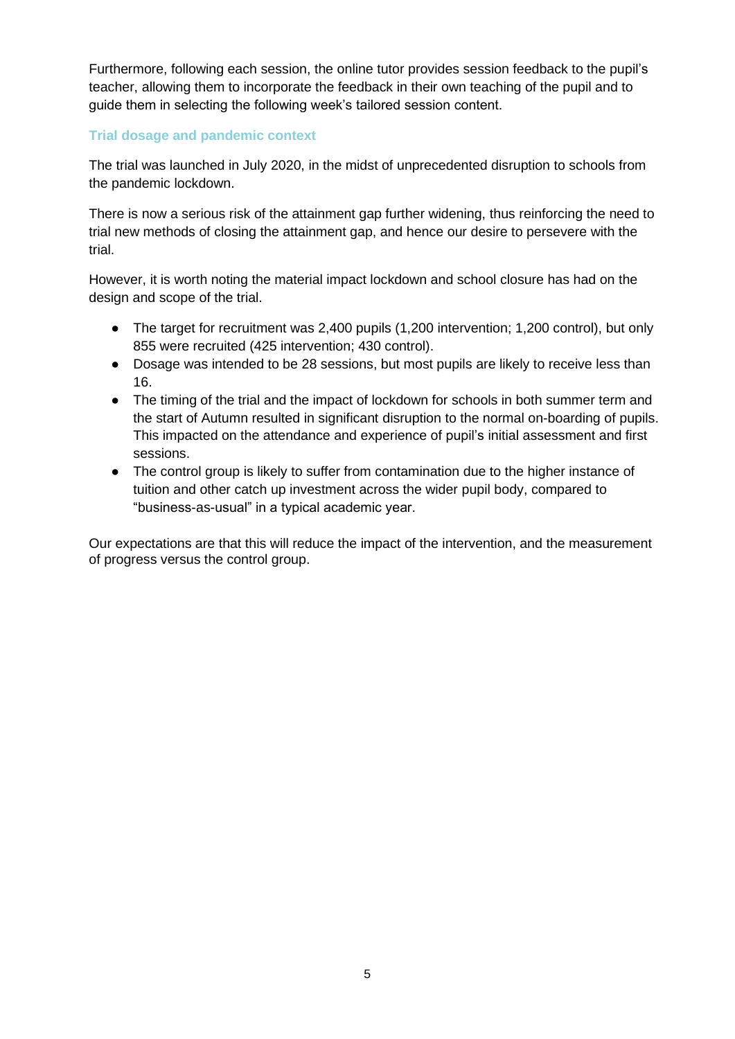Furthermore, following each session, the online tutor provides session feedback to the pupil's teacher, allowing them to incorporate the feedback in their own teaching of the pupil and to guide them in selecting the following week's tailored session content.

### Trial dosage and pandemic context

The trial was launched in July 2020, in the midst of unprecedented disruption to schools from the pandemic lockdown.

There is now a serious risk of the attainment gap further widening, thus reinforcing the need to trial new methods of closing the attainment gap, and hence our desire to persevere with the trial.

However, it is worth noting the material impact lockdown and school closure has had on the design and scope of the trial.

- The target for recruitment was 2,400 pupils (1,200 intervention; 1,200 control), but only 855 were recruited (425 intervention; 430 control).
- Dosage was intended to be 28 sessions, but most pupils are likely to receive less than 16.
- The timing of the trial and the impact of lockdown for schools in both summer term and the start of Autumn resulted in significant disruption to the normal on-boarding of pupils. This impacted on the attendance and experience of pupil's initial assessment and first sessions.
- The control group is likely to suffer from contamination due to the higher instance of tuition and other catch up investment across the wider pupil body, compared to "business-as-usual" in a typical academic year.

Our expectations are that this will reduce the impact of the intervention, and the measurement of progress versus the control group.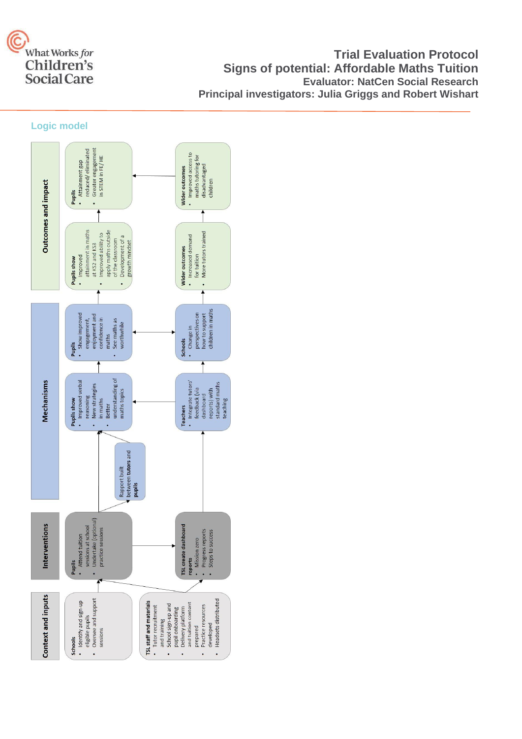## Logic model

**Context and inputs**

**Schools**
- Identify and sign-up eligible pupils
- Oversee and support sessions

**TSL staff and materials**
- Tutor recruitment and training
- School sign-up and pupil onboarding
- Delivery platform and tuition content prepared
- Practice resources developed
- Headsets distributed

**Interventions**

**Pupils**
- Attend tuition sessions at school
- Undertake (optional) practice sessions

**TSL create dashboard reports**
- Mission zero
- Progress reports
- Steps to success

**Mechanisms**

Rapport built between **tutors** and **pupils**

**Pupils show**
- Improved verbal reasoning
- New strategies in maths
- Better understanding of maths topics

**Teachers**
- Integrate tutors' feedback (via dashboard reports) with standard maths teaching

**Pupils**
- Show improved engagement, enjoyment and confidence in maths
- See maths as worthwhile

**Schools**
- Change in perspectives on how to support children in maths

**Outcomes and impact**

**Pupils show**
- Improved attainment in maths at KS2 and KS3
- Improved ability to apply maths outside of the classroom
- Development of a growth mindset

**Wider outcomes**
- Increased demand for tuition
- More tutors trained

**Pupils**
- Attainment gap reduced/ eliminated
- Greater engagement in STEM in FE/ HE

**Wider outcomes**
- Improved access to maths tutoring for disadvantaged children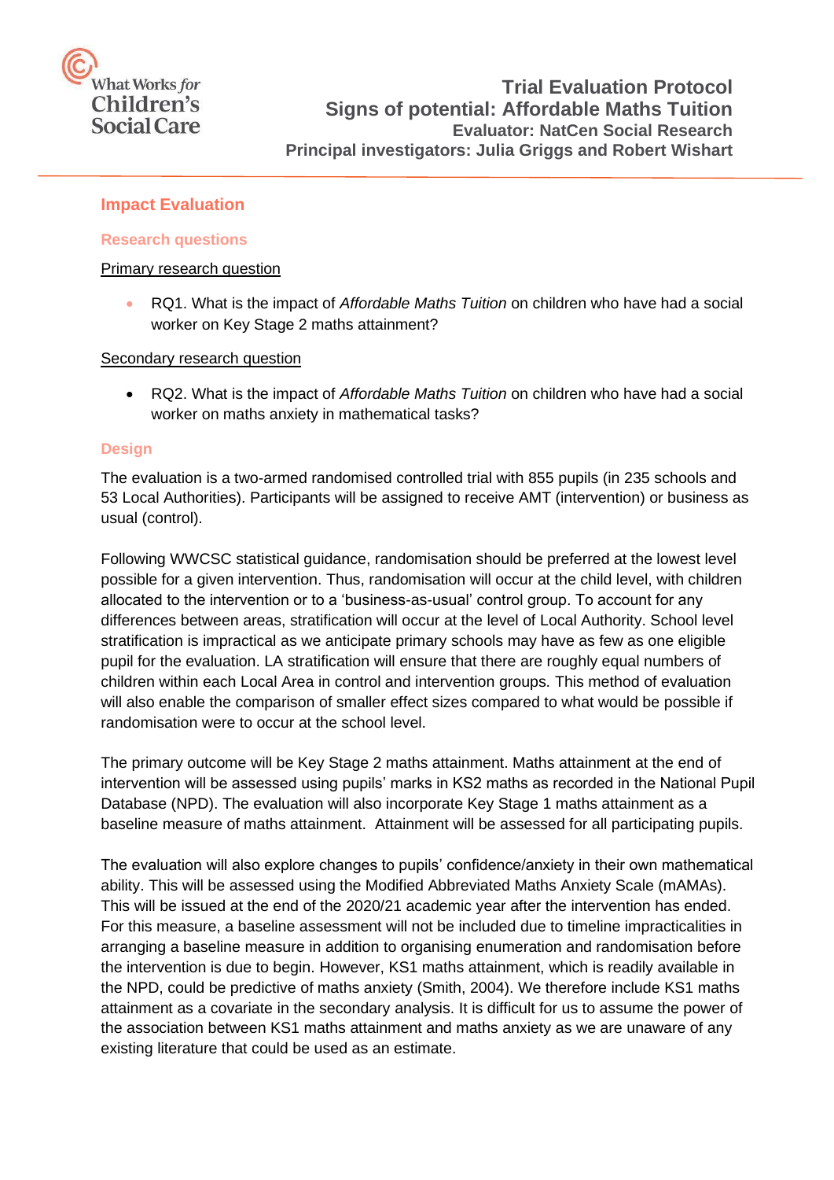## Impact Evaluation

### Research questions

Primary research question

- RQ1. What is the impact of *Affordable Maths Tuition* on children who have had a social worker on Key Stage 2 maths attainment?

Secondary research question

- RQ2. What is the impact of *Affordable Maths Tuition* on children who have had a social worker on maths anxiety in mathematical tasks?

### Design

The evaluation is a two-armed randomised controlled trial with 855 pupils (in 235 schools and 53 Local Authorities). Participants will be assigned to receive AMT (intervention) or business as usual (control).

Following WWCSC statistical guidance, randomisation should be preferred at the lowest level possible for a given intervention. Thus, randomisation will occur at the child level, with children allocated to the intervention or to a 'business-as-usual' control group. To account for any differences between areas, stratification will occur at the level of Local Authority. School level stratification is impractical as we anticipate primary schools may have as few as one eligible pupil for the evaluation. LA stratification will ensure that there are roughly equal numbers of children within each Local Area in control and intervention groups. This method of evaluation will also enable the comparison of smaller effect sizes compared to what would be possible if randomisation were to occur at the school level.

The primary outcome will be Key Stage 2 maths attainment. Maths attainment at the end of intervention will be assessed using pupils' marks in KS2 maths as recorded in the National Pupil Database (NPD). The evaluation will also incorporate Key Stage 1 maths attainment as a baseline measure of maths attainment. Attainment will be assessed for all participating pupils.

The evaluation will also explore changes to pupils' confidence/anxiety in their own mathematical ability. This will be assessed using the Modified Abbreviated Maths Anxiety Scale (mAMAs). This will be issued at the end of the 2020/21 academic year after the intervention has ended. For this measure, a baseline assessment will not be included due to timeline impracticalities in arranging a baseline measure in addition to organising enumeration and randomisation before the intervention is due to begin. However, KS1 maths attainment, which is readily available in the NPD, could be predictive of maths anxiety (Smith, 2004). We therefore include KS1 maths attainment as a covariate in the secondary analysis. It is difficult for us to assume the power of the association between KS1 maths attainment and maths anxiety as we are unaware of any existing literature that could be used as an estimate.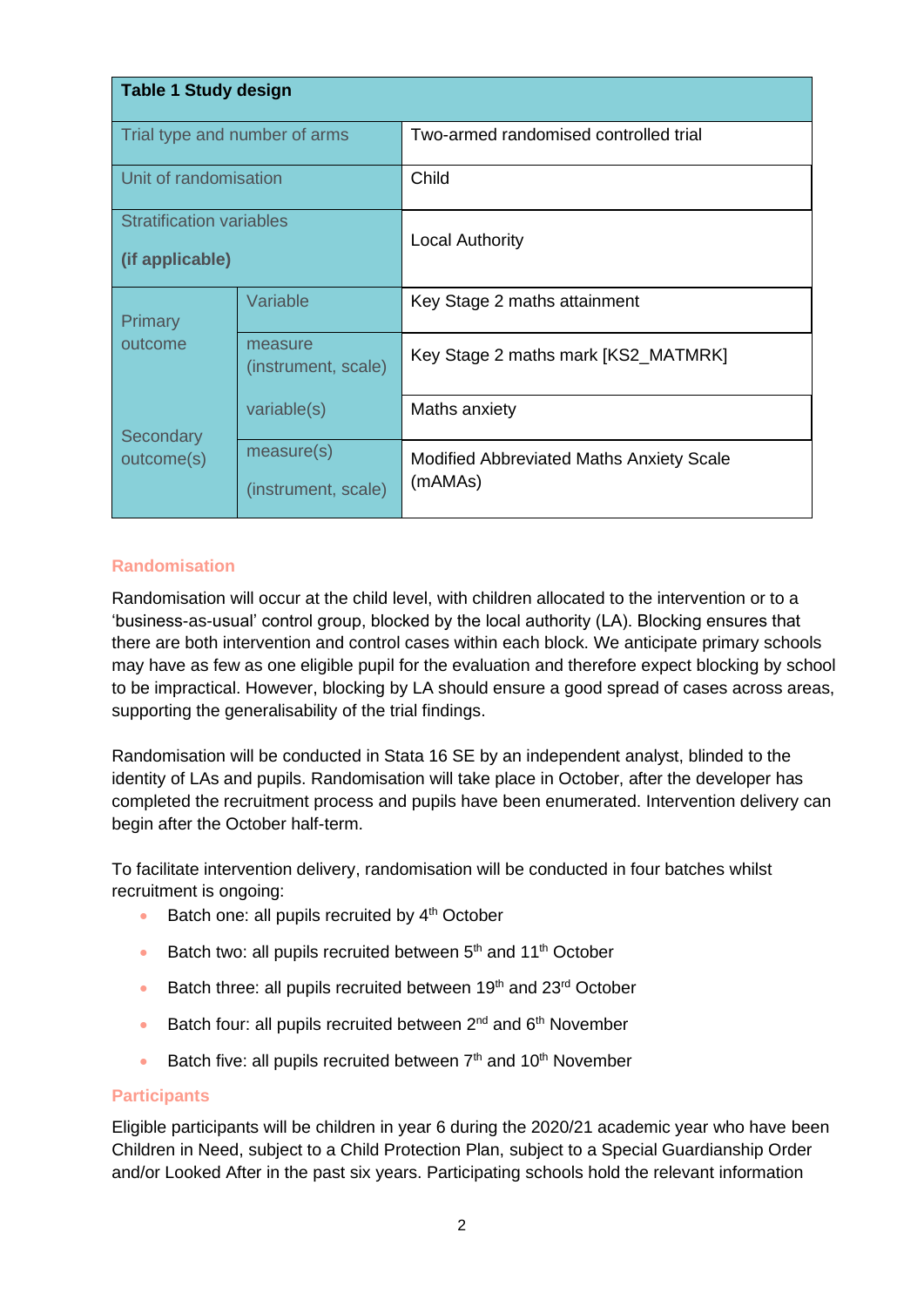| Table 1 Study design | | |
|---|---|---|
| Trial type and number of arms | | Two-armed randomised controlled trial |
| Unit of randomisation | | Child |
| Stratification variables **(if applicable)** | | Local Authority |
| Primary outcome | Variable | Key Stage 2 maths attainment |
| | measure (instrument, scale) | Key Stage 2 maths mark [KS2_MATMRK] |
| Secondary outcome(s) | variable(s) | Maths anxiety |
| | measure(s) (instrument, scale) | Modified Abbreviated Maths Anxiety Scale (mAMAs) |

## Randomisation

Randomisation will occur at the child level, with children allocated to the intervention or to a 'business-as-usual' control group, blocked by the local authority (LA). Blocking ensures that there are both intervention and control cases within each block. We anticipate primary schools may have as few as one eligible pupil for the evaluation and therefore expect blocking by school to be impractical. However, blocking by LA should ensure a good spread of cases across areas, supporting the generalisability of the trial findings.

Randomisation will be conducted in Stata 16 SE by an independent analyst, blinded to the identity of LAs and pupils. Randomisation will take place in October, after the developer has completed the recruitment process and pupils have been enumerated. Intervention delivery can begin after the October half-term.

To facilitate intervention delivery, randomisation will be conducted in four batches whilst recruitment is ongoing:

- Batch one: all pupils recruited by 4th October
- Batch two: all pupils recruited between 5th and 11th October
- Batch three: all pupils recruited between 19th and 23rd October
- Batch four: all pupils recruited between 2nd and 6th November
- Batch five: all pupils recruited between 7th and 10th November

## Participants

Eligible participants will be children in year 6 during the 2020/21 academic year who have been Children in Need, subject to a Child Protection Plan, subject to a Special Guardianship Order and/or Looked After in the past six years. Participating schools hold the relevant information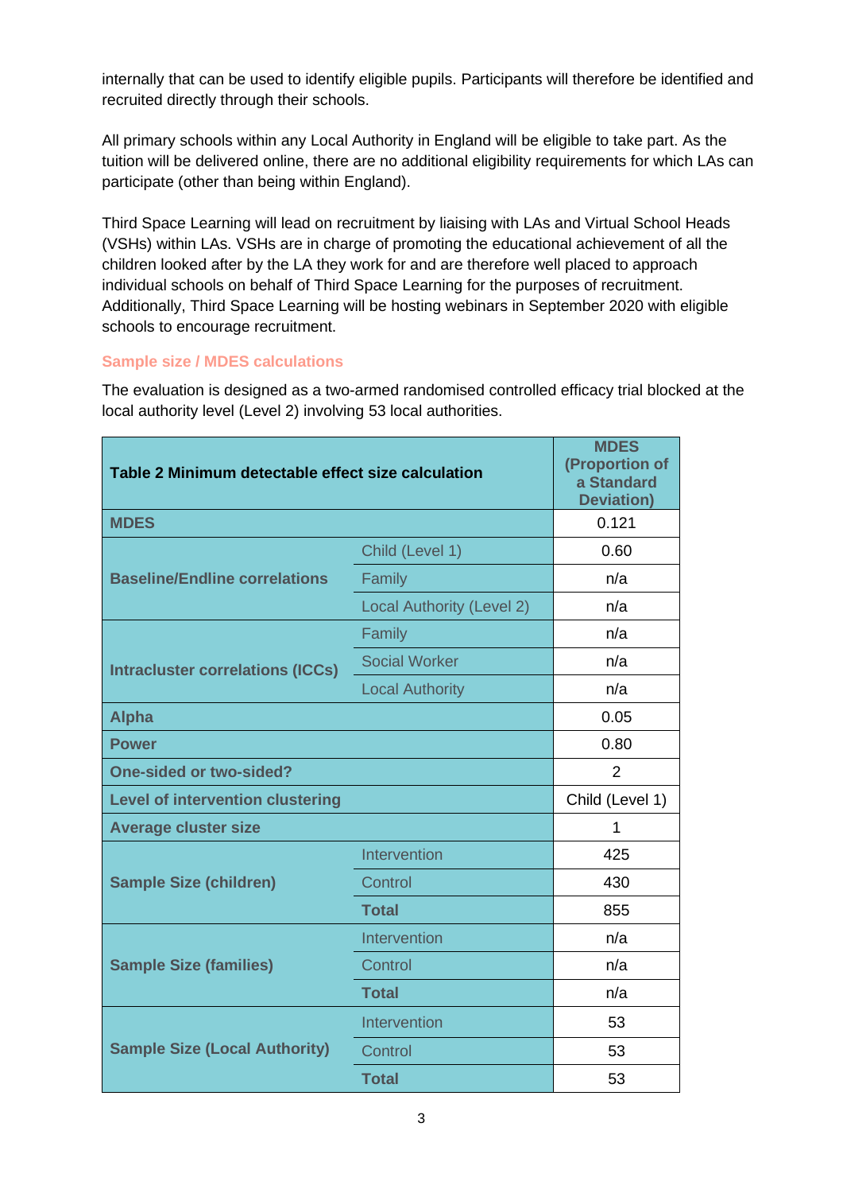internally that can be used to identify eligible pupils. Participants will therefore be identified and recruited directly through their schools.

All primary schools within any Local Authority in England will be eligible to take part. As the tuition will be delivered online, there are no additional eligibility requirements for which LAs can participate (other than being within England).

Third Space Learning will lead on recruitment by liaising with LAs and Virtual School Heads (VSHs) within LAs. VSHs are in charge of promoting the educational achievement of all the children looked after by the LA they work for and are therefore well placed to approach individual schools on behalf of Third Space Learning for the purposes of recruitment. Additionally, Third Space Learning will be hosting webinars in September 2020 with eligible schools to encourage recruitment.

### Sample size / MDES calculations

The evaluation is designed as a two-armed randomised controlled efficacy trial blocked at the local authority level (Level 2) involving 53 local authorities.

| **Table 2 Minimum detectable effect size calculation** | | **MDES (Proportion of a Standard Deviation)** |
|---|---|---|
| **MDES** | | 0.121 |
| **Baseline/Endline correlations** | Child (Level 1) | 0.60 |
| | Family | n/a |
| | Local Authority (Level 2) | n/a |
| **Intracluster correlations (ICCs)** | Family | n/a |
| | Social Worker | n/a |
| | Local Authority | n/a |
| **Alpha** | | 0.05 |
| **Power** | | 0.80 |
| **One-sided or two-sided?** | | 2 |
| **Level of intervention clustering** | | Child (Level 1) |
| **Average cluster size** | | 1 |
| **Sample Size (children)** | Intervention | 425 |
| | Control | 430 |
| | **Total** | 855 |
| **Sample Size (families)** | Intervention | n/a |
| | Control | n/a |
| | **Total** | n/a |
| **Sample Size (Local Authority)** | Intervention | 53 |
| | Control | 53 |
| | **Total** | 53 |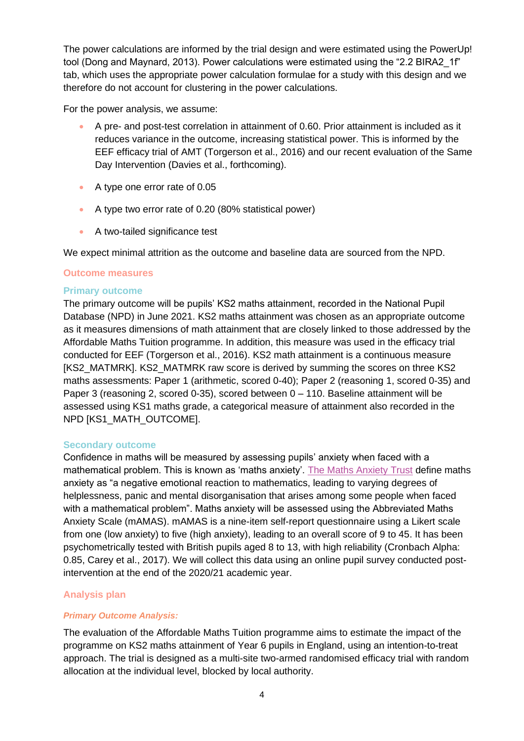The power calculations are informed by the trial design and were estimated using the PowerUp! tool (Dong and Maynard, 2013). Power calculations were estimated using the "2.2 BIRA2_1f" tab, which uses the appropriate power calculation formulae for a study with this design and we therefore do not account for clustering in the power calculations.

For the power analysis, we assume:

- A pre- and post-test correlation in attainment of 0.60. Prior attainment is included as it reduces variance in the outcome, increasing statistical power. This is informed by the EEF efficacy trial of AMT (Torgerson et al., 2016) and our recent evaluation of the Same Day Intervention (Davies et al., forthcoming).
- A type one error rate of 0.05
- A type two error rate of 0.20 (80% statistical power)
- A two-tailed significance test

We expect minimal attrition as the outcome and baseline data are sourced from the NPD.

## Outcome measures

### Primary outcome

The primary outcome will be pupils' KS2 maths attainment, recorded in the National Pupil Database (NPD) in June 2021. KS2 maths attainment was chosen as an appropriate outcome as it measures dimensions of math attainment that are closely linked to those addressed by the Affordable Maths Tuition programme. In addition, this measure was used in the efficacy trial conducted for EEF (Torgerson et al., 2016). KS2 math attainment is a continuous measure [KS2_MATMRK]. KS2_MATMRK raw score is derived by summing the scores on three KS2 maths assessments: Paper 1 (arithmetic, scored 0-40); Paper 2 (reasoning 1, scored 0-35) and Paper 3 (reasoning 2, scored 0-35), scored between 0 – 110. Baseline attainment will be assessed using KS1 maths grade, a categorical measure of attainment also recorded in the NPD [KS1_MATH_OUTCOME].

### Secondary outcome

Confidence in maths will be measured by assessing pupils' anxiety when faced with a mathematical problem. This is known as 'maths anxiety'. The Maths Anxiety Trust define maths anxiety as "a negative emotional reaction to mathematics, leading to varying degrees of helplessness, panic and mental disorganisation that arises among some people when faced with a mathematical problem". Maths anxiety will be assessed using the Abbreviated Maths Anxiety Scale (mAMAS). mAMAS is a nine-item self-report questionnaire using a Likert scale from one (low anxiety) to five (high anxiety), leading to an overall score of 9 to 45. It has been psychometrically tested with British pupils aged 8 to 13, with high reliability (Cronbach Alpha: 0.85, Carey et al., 2017). We will collect this data using an online pupil survey conducted post-intervention at the end of the 2020/21 academic year.

## Analysis plan

#### *Primary Outcome Analysis:*

The evaluation of the Affordable Maths Tuition programme aims to estimate the impact of the programme on KS2 maths attainment of Year 6 pupils in England, using an intention-to-treat approach. The trial is designed as a multi-site two-armed randomised efficacy trial with random allocation at the individual level, blocked by local authority.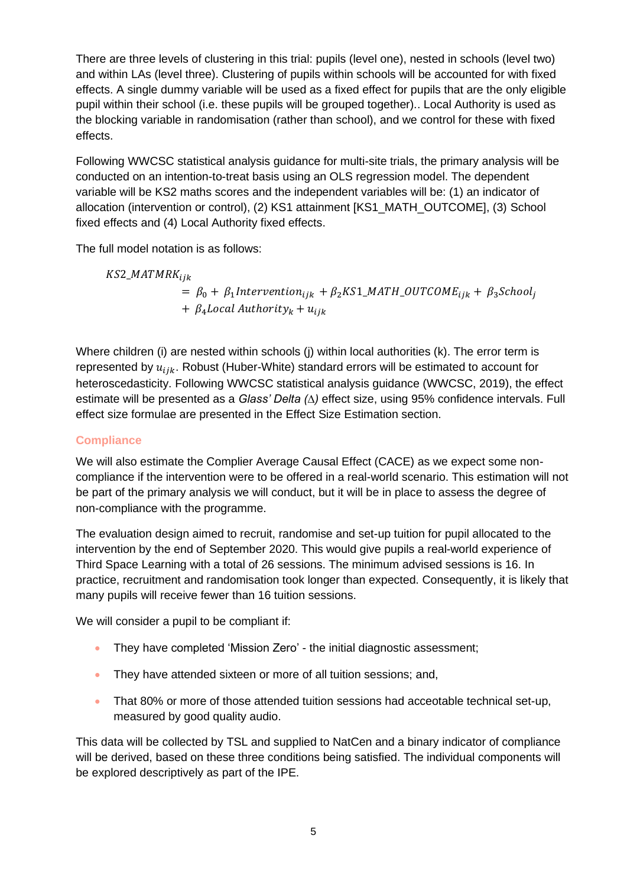There are three levels of clustering in this trial: pupils (level one), nested in schools (level two) and within LAs (level three). Clustering of pupils within schools will be accounted for with fixed effects. A single dummy variable will be used as a fixed effect for pupils that are the only eligible pupil within their school (i.e. these pupils will be grouped together).. Local Authority is used as the blocking variable in randomisation (rather than school), and we control for these with fixed effects.

Following WWCSC statistical analysis guidance for multi-site trials, the primary analysis will be conducted on an intention-to-treat basis using an OLS regression model. The dependent variable will be KS2 maths scores and the independent variables will be: (1) an indicator of allocation (intervention or control), (2) KS1 attainment [KS1_MATH_OUTCOME], (3) School fixed effects and (4) Local Authority fixed effects.

The full model notation is as follows:

$$
\begin{aligned}
KS2\_MATMRK_{ijk} &= \beta_0 + \beta_1 Intervention_{ijk} + \beta_2 KS1\_MATH\_OUTCOME_{ijk} + \beta_3 School_j \\
&\quad + \beta_4 Local\ Authority_k + u_{ijk}
\end{aligned}
$$

Where children (i) are nested within schools (j) within local authorities (k). The error term is represented by $u_{ijk}$. Robust (Huber-White) standard errors will be estimated to account for heteroscedasticity. Following WWCSC statistical analysis guidance (WWCSC, 2019), the effect estimate will be presented as a *Glass' Delta* ($\Delta$) effect size, using 95% confidence intervals. Full effect size formulae are presented in the Effect Size Estimation section.

### Compliance

We will also estimate the Complier Average Causal Effect (CACE) as we expect some non-compliance if the intervention were to be offered in a real-world scenario. This estimation will not be part of the primary analysis we will conduct, but it will be in place to assess the degree of non-compliance with the programme.

The evaluation design aimed to recruit, randomise and set-up tuition for pupil allocated to the intervention by the end of September 2020. This would give pupils a real-world experience of Third Space Learning with a total of 26 sessions. The minimum advised sessions is 16. In practice, recruitment and randomisation took longer than expected. Consequently, it is likely that many pupils will receive fewer than 16 tuition sessions.

We will consider a pupil to be compliant if:

- They have completed 'Mission Zero' - the initial diagnostic assessment;
- They have attended sixteen or more of all tuition sessions; and,
- That 80% or more of those attended tuition sessions had acceotable technical set-up, measured by good quality audio.

This data will be collected by TSL and supplied to NatCen and a binary indicator of compliance will be derived, based on these three conditions being satisfied. The individual components will be explored descriptively as part of the IPE.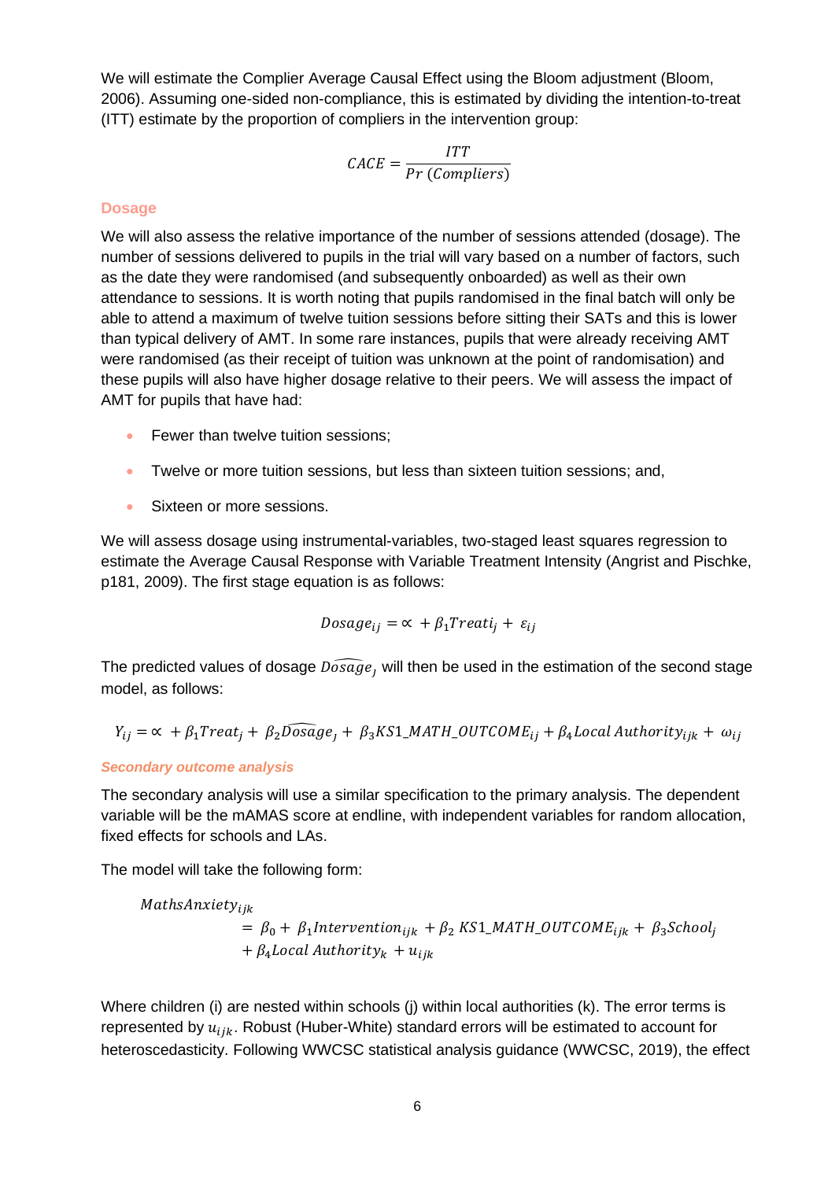We will estimate the Complier Average Causal Effect using the Bloom adjustment (Bloom, 2006). Assuming one-sided non-compliance, this is estimated by dividing the intention-to-treat (ITT) estimate by the proportion of compliers in the intervention group:

$$CACE = \frac{ITT}{Pr\ (Compliers)}$$

### Dosage

We will also assess the relative importance of the number of sessions attended (dosage). The number of sessions delivered to pupils in the trial will vary based on a number of factors, such as the date they were randomised (and subsequently onboarded) as well as their own attendance to sessions. It is worth noting that pupils randomised in the final batch will only be able to attend a maximum of twelve tuition sessions before sitting their SATs and this is lower than typical delivery of AMT. In some rare instances, pupils that were already receiving AMT were randomised (as their receipt of tuition was unknown at the point of randomisation) and these pupils will also have higher dosage relative to their peers. We will assess the impact of AMT for pupils that have had:

- Fewer than twelve tuition sessions;
- Twelve or more tuition sessions, but less than sixteen tuition sessions; and,
- Sixteen or more sessions.

We will assess dosage using instrumental-variables, two-staged least squares regression to estimate the Average Causal Response with Variable Treatment Intensity (Angrist and Pischke, p181, 2009). The first stage equation is as follows:

$$Dosage_{ij} = \propto + \beta_1 Treati_j + \varepsilon_{ij}$$

The predicted values of dosage $\widehat{Dosage}_j$ will then be used in the estimation of the second stage model, as follows:

$$Y_{ij} = \propto + \beta_1 Treat_j + \beta_2 \widehat{Dosage}_j + \beta_3 KS1\_MATH\_OUTCOME_{ij} + \beta_4 Local\ Authority_{ijk} + \omega_{ij}$$

### *Secondary outcome analysis*

The secondary analysis will use a similar specification to the primary analysis. The dependent variable will be the mAMAS score at endline, with independent variables for random allocation, fixed effects for schools and LAs.

The model will take the following form:

$$MathsAnxiety_{ijk} = \beta_0 + \beta_1 Intervention_{ijk} + \beta_2\ KS1\_MATH\_OUTCOME_{ijk} + \beta_3 School_j + \beta_4 Local\ Authority_k + u_{ijk}$$

Where children (i) are nested within schools (j) within local authorities (k). The error terms is represented by $u_{ijk}$. Robust (Huber-White) standard errors will be estimated to account for heteroscedasticity. Following WWCSC statistical analysis guidance (WWCSC, 2019), the effect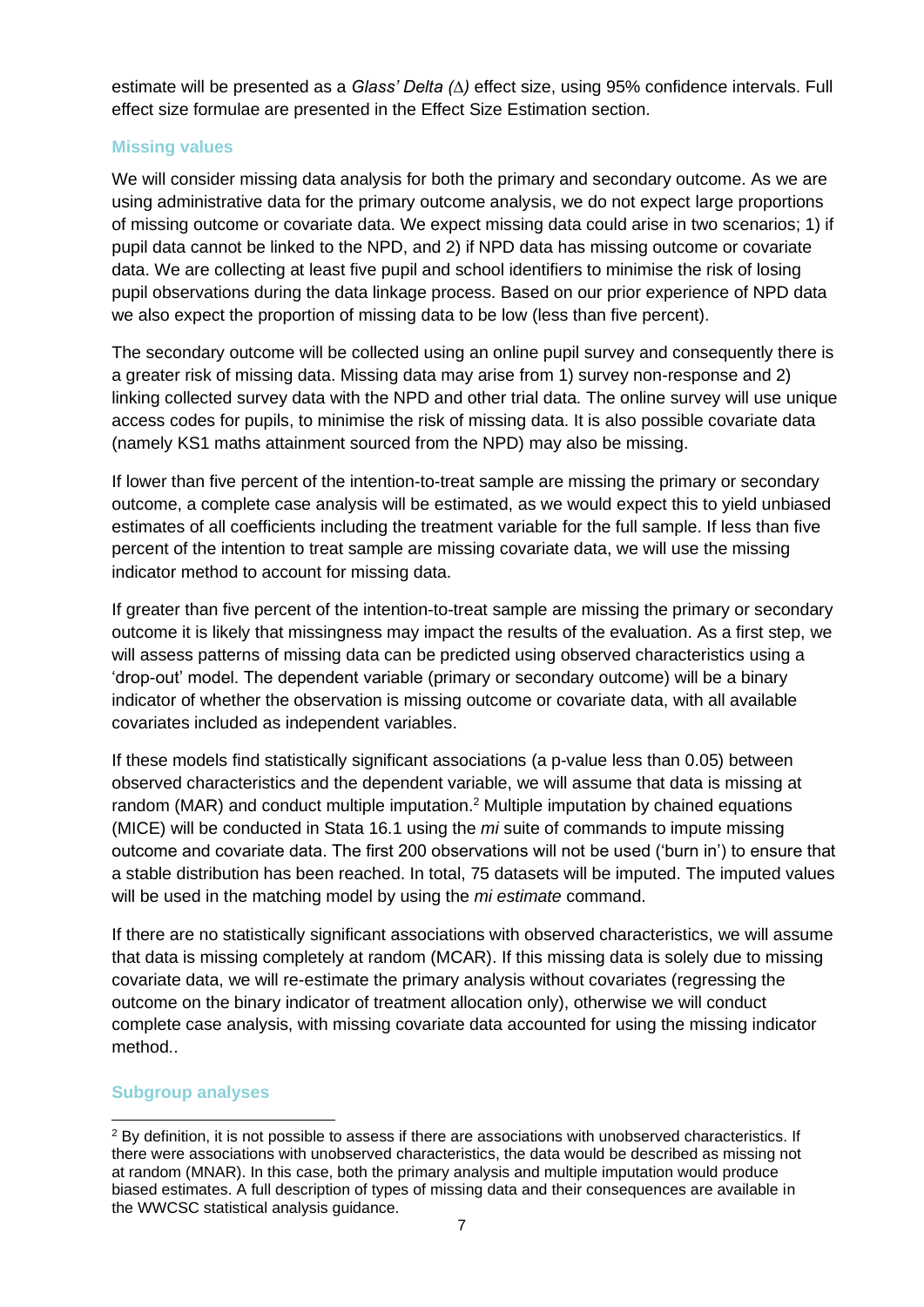estimate will be presented as a *Glass' Delta (∆)* effect size, using 95% confidence intervals. Full effect size formulae are presented in the Effect Size Estimation section.

### Missing values

We will consider missing data analysis for both the primary and secondary outcome. As we are using administrative data for the primary outcome analysis, we do not expect large proportions of missing outcome or covariate data. We expect missing data could arise in two scenarios; 1) if pupil data cannot be linked to the NPD, and 2) if NPD data has missing outcome or covariate data. We are collecting at least five pupil and school identifiers to minimise the risk of losing pupil observations during the data linkage process. Based on our prior experience of NPD data we also expect the proportion of missing data to be low (less than five percent).

The secondary outcome will be collected using an online pupil survey and consequently there is a greater risk of missing data. Missing data may arise from 1) survey non-response and 2) linking collected survey data with the NPD and other trial data. The online survey will use unique access codes for pupils, to minimise the risk of missing data. It is also possible covariate data (namely KS1 maths attainment sourced from the NPD) may also be missing.

If lower than five percent of the intention-to-treat sample are missing the primary or secondary outcome, a complete case analysis will be estimated, as we would expect this to yield unbiased estimates of all coefficients including the treatment variable for the full sample. If less than five percent of the intention to treat sample are missing covariate data, we will use the missing indicator method to account for missing data.

If greater than five percent of the intention-to-treat sample are missing the primary or secondary outcome it is likely that missingness may impact the results of the evaluation. As a first step, we will assess patterns of missing data can be predicted using observed characteristics using a 'drop-out' model. The dependent variable (primary or secondary outcome) will be a binary indicator of whether the observation is missing outcome or covariate data, with all available covariates included as independent variables.

If these models find statistically significant associations (a p-value less than 0.05) between observed characteristics and the dependent variable, we will assume that data is missing at random (MAR) and conduct multiple imputation.[2] Multiple imputation by chained equations (MICE) will be conducted in Stata 16.1 using the *mi* suite of commands to impute missing outcome and covariate data. The first 200 observations will not be used ('burn in') to ensure that a stable distribution has been reached. In total, 75 datasets will be imputed. The imputed values will be used in the matching model by using the *mi estimate* command.

If there are no statistically significant associations with observed characteristics, we will assume that data is missing completely at random (MCAR). If this missing data is solely due to missing covariate data, we will re-estimate the primary analysis without covariates (regressing the outcome on the binary indicator of treatment allocation only), otherwise we will conduct complete case analysis, with missing covariate data accounted for using the missing indicator method..

### Subgroup analyses

[2] By definition, it is not possible to assess if there are associations with unobserved characteristics. If there were associations with unobserved characteristics, the data would be described as missing not at random (MNAR). In this case, both the primary analysis and multiple imputation would produce biased estimates. A full description of types of missing data and their consequences are available in the WWCSC statistical analysis guidance.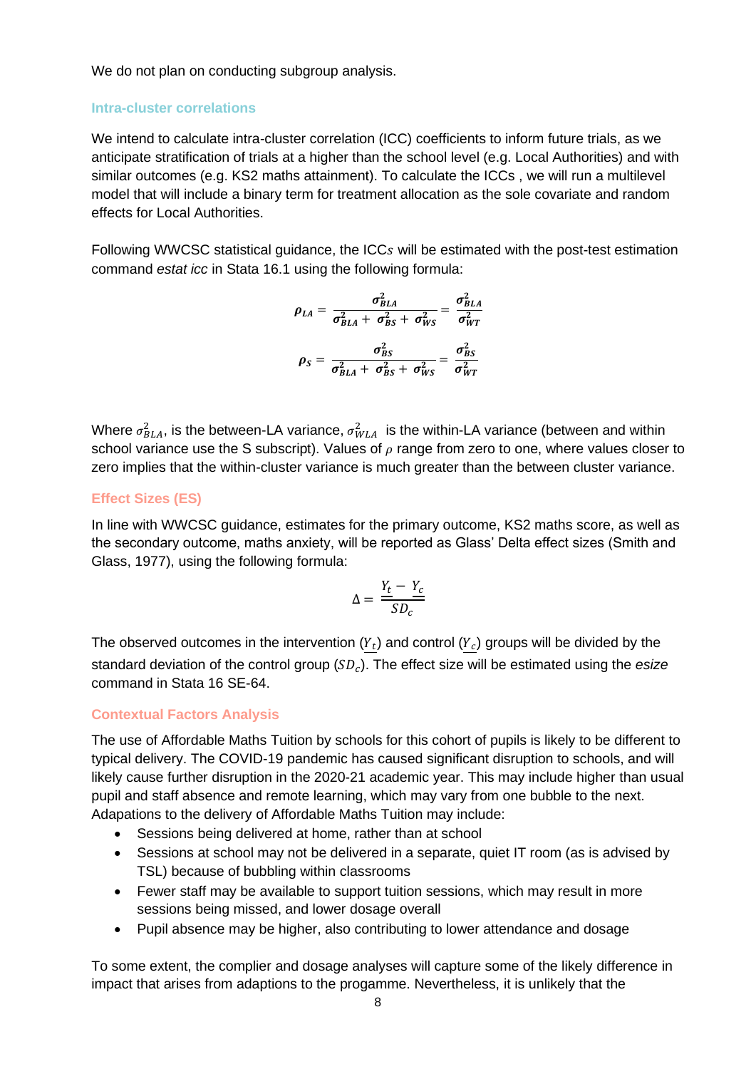We do not plan on conducting subgroup analysis.

### Intra-cluster correlations

We intend to calculate intra-cluster correlation (ICC) coefficients to inform future trials, as we anticipate stratification of trials at a higher than the school level (e.g. Local Authorities) and with similar outcomes (e.g. KS2 maths attainment). To calculate the ICCs , we will run a multilevel model that will include a binary term for treatment allocation as the sole covariate and random effects for Local Authorities.

Following WWCSC statistical guidance, the ICC$s$ will be estimated with the post-test estimation command *estat icc* in Stata 16.1 using the following formula:

$$\rho_{LA} = \frac{\sigma^2_{BLA}}{\sigma^2_{BLA} + \sigma^2_{BS} + \sigma^2_{WS}} = \frac{\sigma^2_{BLA}}{\sigma^2_{WT}}$$

$$\rho_{S} = \frac{\sigma^2_{BS}}{\sigma^2_{BLA} + \sigma^2_{BS} + \sigma^2_{WS}} = \frac{\sigma^2_{BS}}{\sigma^2_{WT}}$$

Where $\sigma^2_{BLA}$, is the between-LA variance, $\sigma^2_{WLA}$ is the within-LA variance (between and within school variance use the S subscript). Values of $\rho$ range from zero to one, where values closer to zero implies that the within-cluster variance is much greater than the between cluster variance.

### Effect Sizes (ES)

In line with WWCSC guidance, estimates for the primary outcome, KS2 maths score, as well as the secondary outcome, maths anxiety, will be reported as Glass' Delta effect sizes (Smith and Glass, 1977), using the following formula:

$$\Delta = \frac{\overline{\overline{Y_t}} - \overline{\overline{Y_c}}}{SD_c}$$

The observed outcomes in the intervention ($\underline{Y_t}$) and control ($\underline{Y_c}$) groups will be divided by the standard deviation of the control group ($SD_c$). The effect size will be estimated using the *esize* command in Stata 16 SE-64.

### Contextual Factors Analysis

The use of Affordable Maths Tuition by schools for this cohort of pupils is likely to be different to typical delivery. The COVID-19 pandemic has caused significant disruption to schools, and will likely cause further disruption in the 2020-21 academic year. This may include higher than usual pupil and staff absence and remote learning, which may vary from one bubble to the next. Adapations to the delivery of Affordable Maths Tuition may include:

- Sessions being delivered at home, rather than at school
- Sessions at school may not be delivered in a separate, quiet IT room (as is advised by TSL) because of bubbling within classrooms
- Fewer staff may be available to support tuition sessions, which may result in more sessions being missed, and lower dosage overall
- Pupil absence may be higher, also contributing to lower attendance and dosage

To some extent, the complier and dosage analyses will capture some of the likely difference in impact that arises from adaptions to the progamme. Nevertheless, it is unlikely that the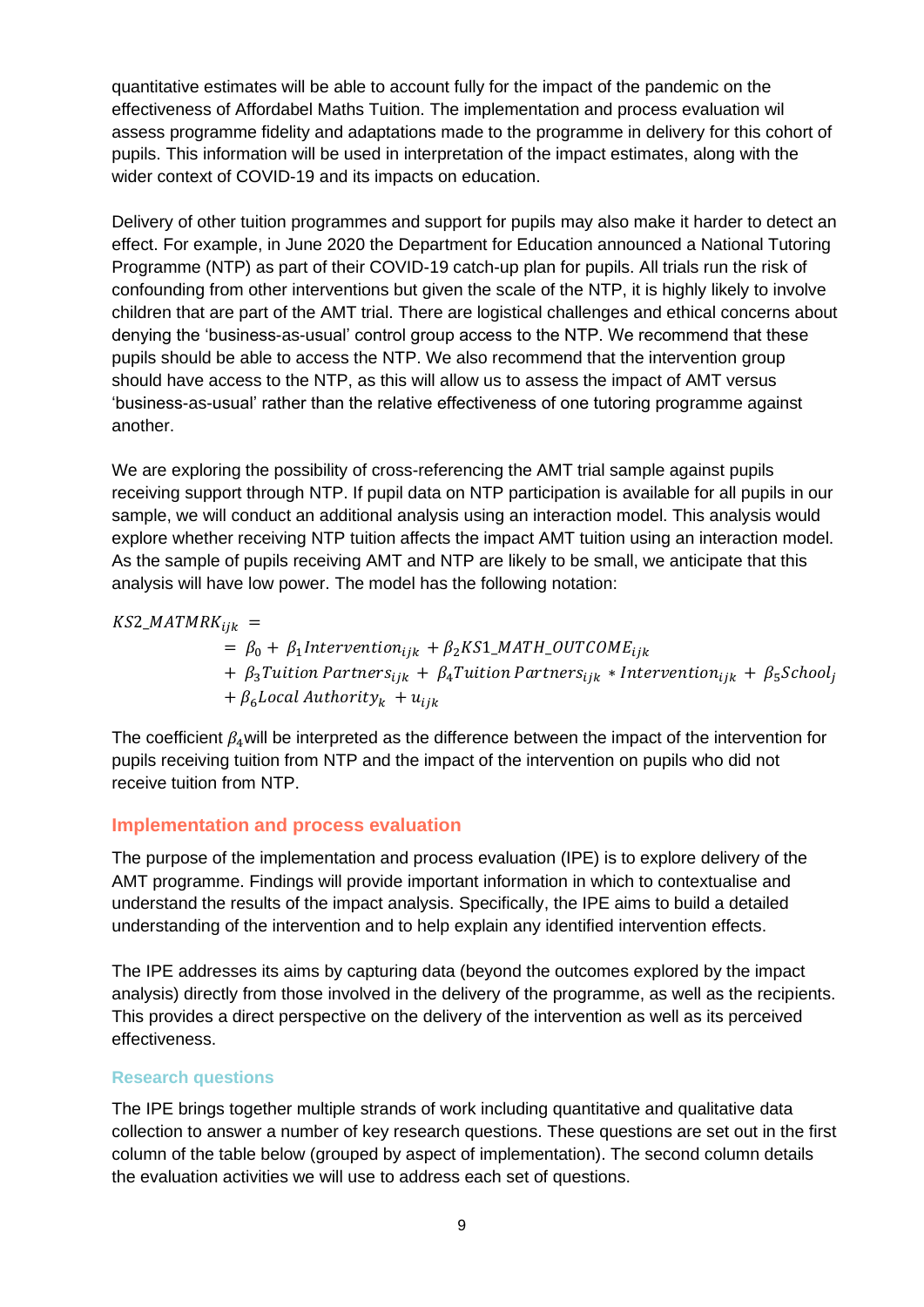quantitative estimates will be able to account fully for the impact of the pandemic on the effectiveness of Affordabel Maths Tuition. The implementation and process evaluation wil assess programme fidelity and adaptations made to the programme in delivery for this cohort of pupils. This information will be used in interpretation of the impact estimates, along with the wider context of COVID-19 and its impacts on education.

Delivery of other tuition programmes and support for pupils may also make it harder to detect an effect. For example, in June 2020 the Department for Education announced a National Tutoring Programme (NTP) as part of their COVID-19 catch-up plan for pupils. All trials run the risk of confounding from other interventions but given the scale of the NTP, it is highly likely to involve children that are part of the AMT trial. There are logistical challenges and ethical concerns about denying the 'business-as-usual' control group access to the NTP. We recommend that these pupils should be able to access the NTP. We also recommend that the intervention group should have access to the NTP, as this will allow us to assess the impact of AMT versus 'business-as-usual' rather than the relative effectiveness of one tutoring programme against another.

We are exploring the possibility of cross-referencing the AMT trial sample against pupils receiving support through NTP. If pupil data on NTP participation is available for all pupils in our sample, we will conduct an additional analysis using an interaction model. This analysis would explore whether receiving NTP tuition affects the impact AMT tuition using an interaction model. As the sample of pupils receiving AMT and NTP are likely to be small, we anticipate that this analysis will have low power. The model has the following notation:

$$
\begin{aligned}
KS2\_MATMRK_{ijk} = \\
&= \beta_0 + \beta_1 Intervention_{ijk} + \beta_2 KS1\_MATH\_OUTCOME_{ijk} \\
&+ \beta_3 Tuition\ Partners_{ijk} + \beta_4 Tuition\ Partners_{ijk} * Intervention_{ijk} + \beta_5 School_j \\
&+ \beta_6 Local\ Authority_k + u_{ijk}
\end{aligned}
$$

The coefficient $\beta_4$ will be interpreted as the difference between the impact of the intervention for pupils receiving tuition from NTP and the impact of the intervention on pupils who did not receive tuition from NTP.

## Implementation and process evaluation

The purpose of the implementation and process evaluation (IPE) is to explore delivery of the AMT programme. Findings will provide important information in which to contextualise and understand the results of the impact analysis. Specifically, the IPE aims to build a detailed understanding of the intervention and to help explain any identified intervention effects.

The IPE addresses its aims by capturing data (beyond the outcomes explored by the impact analysis) directly from those involved in the delivery of the programme, as well as the recipients. This provides a direct perspective on the delivery of the intervention as well as its perceived effectiveness.

### Research questions

The IPE brings together multiple strands of work including quantitative and qualitative data collection to answer a number of key research questions. These questions are set out in the first column of the table below (grouped by aspect of implementation). The second column details the evaluation activities we will use to address each set of questions.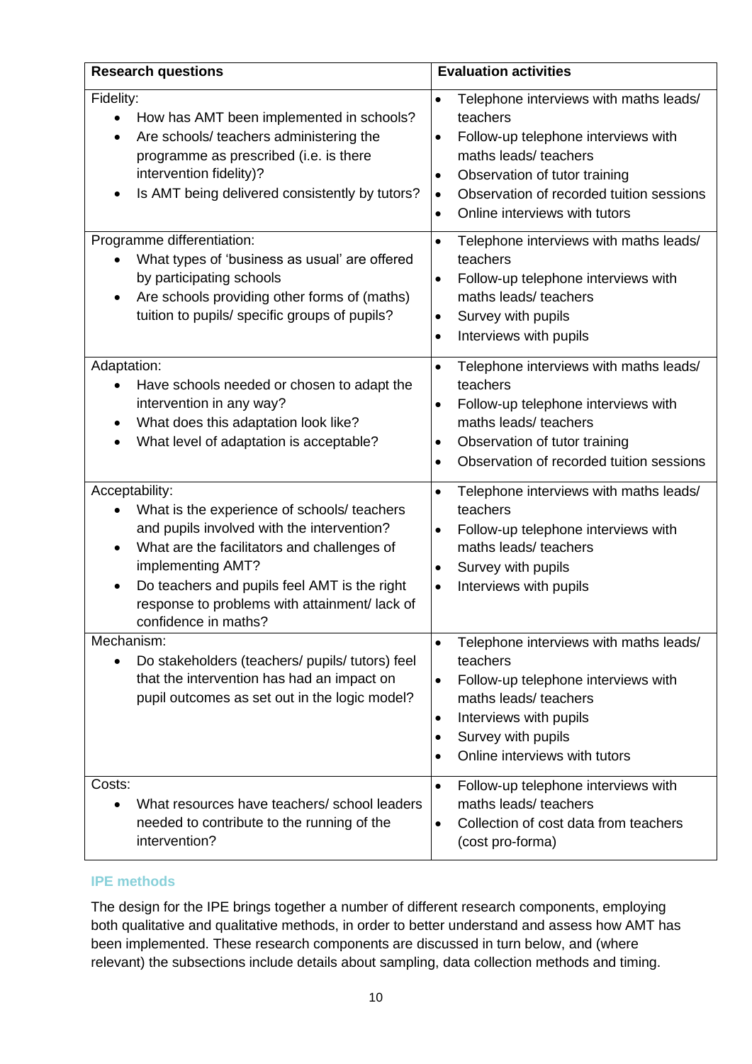| Research questions | Evaluation activities |
| --- | --- |
| Fidelity:<br>• How has AMT been implemented in schools?<br>• Are schools/ teachers administering the programme as prescribed (i.e. is there intervention fidelity)?<br>• Is AMT being delivered consistently by tutors? | • Telephone interviews with maths leads/ teachers<br>• Follow-up telephone interviews with maths leads/ teachers<br>• Observation of tutor training<br>• Observation of recorded tuition sessions<br>• Online interviews with tutors |
| Programme differentiation:<br>• What types of 'business as usual' are offered by participating schools<br>• Are schools providing other forms of (maths) tuition to pupils/ specific groups of pupils? | • Telephone interviews with maths leads/ teachers<br>• Follow-up telephone interviews with maths leads/ teachers<br>• Survey with pupils<br>• Interviews with pupils |
| Adaptation:<br>• Have schools needed or chosen to adapt the intervention in any way?<br>• What does this adaptation look like?<br>• What level of adaptation is acceptable? | • Telephone interviews with maths leads/ teachers<br>• Follow-up telephone interviews with maths leads/ teachers<br>• Observation of tutor training<br>• Observation of recorded tuition sessions |
| Acceptability:<br>• What is the experience of schools/ teachers and pupils involved with the intervention?<br>• What are the facilitators and challenges of implementing AMT?<br>• Do teachers and pupils feel AMT is the right response to problems with attainment/ lack of confidence in maths? | • Telephone interviews with maths leads/ teachers<br>• Follow-up telephone interviews with maths leads/ teachers<br>• Survey with pupils<br>• Interviews with pupils |
| Mechanism:<br>• Do stakeholders (teachers/ pupils/ tutors) feel that the intervention has had an impact on pupil outcomes as set out in the logic model? | • Telephone interviews with maths leads/ teachers<br>• Follow-up telephone interviews with maths leads/ teachers<br>• Interviews with pupils<br>• Survey with pupils<br>• Online interviews with tutors |
| Costs:<br>• What resources have teachers/ school leaders needed to contribute to the running of the intervention? | • Follow-up telephone interviews with maths leads/ teachers<br>• Collection of cost data from teachers (cost pro-forma) |

### IPE methods

The design for the IPE brings together a number of different research components, employing both qualitative and qualitative methods, in order to better understand and assess how AMT has been implemented. These research components are discussed in turn below, and (where relevant) the subsections include details about sampling, data collection methods and timing.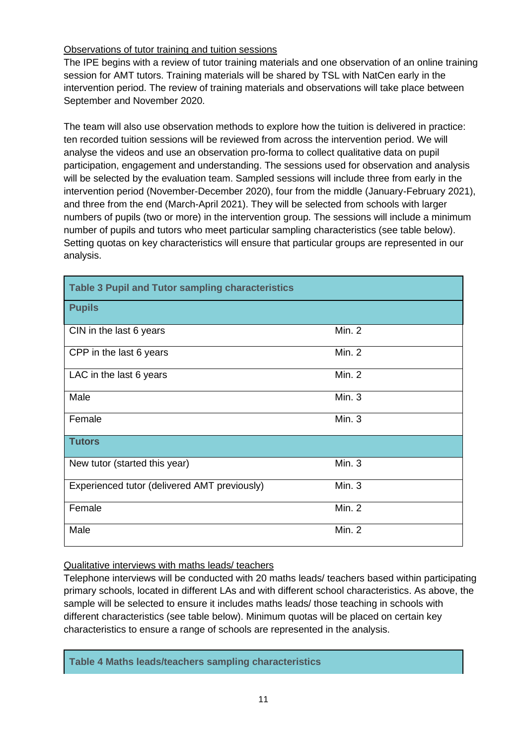Observations of tutor training and tuition sessions

The IPE begins with a review of tutor training materials and one observation of an online training session for AMT tutors. Training materials will be shared by TSL with NatCen early in the intervention period. The review of training materials and observations will take place between September and November 2020.

The team will also use observation methods to explore how the tuition is delivered in practice: ten recorded tuition sessions will be reviewed from across the intervention period. We will analyse the videos and use an observation pro-forma to collect qualitative data on pupil participation, engagement and understanding. The sessions used for observation and analysis will be selected by the evaluation team. Sampled sessions will include three from early in the intervention period (November-December 2020), four from the middle (January-February 2021), and three from the end (March-April 2021). They will be selected from schools with larger numbers of pupils (two or more) in the intervention group. The sessions will include a minimum number of pupils and tutors who meet particular sampling characteristics (see table below). Setting quotas on key characteristics will ensure that particular groups are represented in our analysis.

| **Table 3 Pupil and Tutor sampling characteristics** | |
|---|---|
| **Pupils** | |
| CIN in the last 6 years | Min. 2 |
| CPP in the last 6 years | Min. 2 |
| LAC in the last 6 years | Min. 2 |
| Male | Min. 3 |
| Female | Min. 3 |
| **Tutors** | |
| New tutor (started this year) | Min. 3 |
| Experienced tutor (delivered AMT previously) | Min. 3 |
| Female | Min. 2 |
| Male | Min. 2 |

Qualitative interviews with maths leads/ teachers

Telephone interviews will be conducted with 20 maths leads/ teachers based within participating primary schools, located in different LAs and with different school characteristics. As above, the sample will be selected to ensure it includes maths leads/ those teaching in schools with different characteristics (see table below). Minimum quotas will be placed on certain key characteristics to ensure a range of schools are represented in the analysis.

| **Table 4 Maths leads/teachers sampling characteristics** |
|---|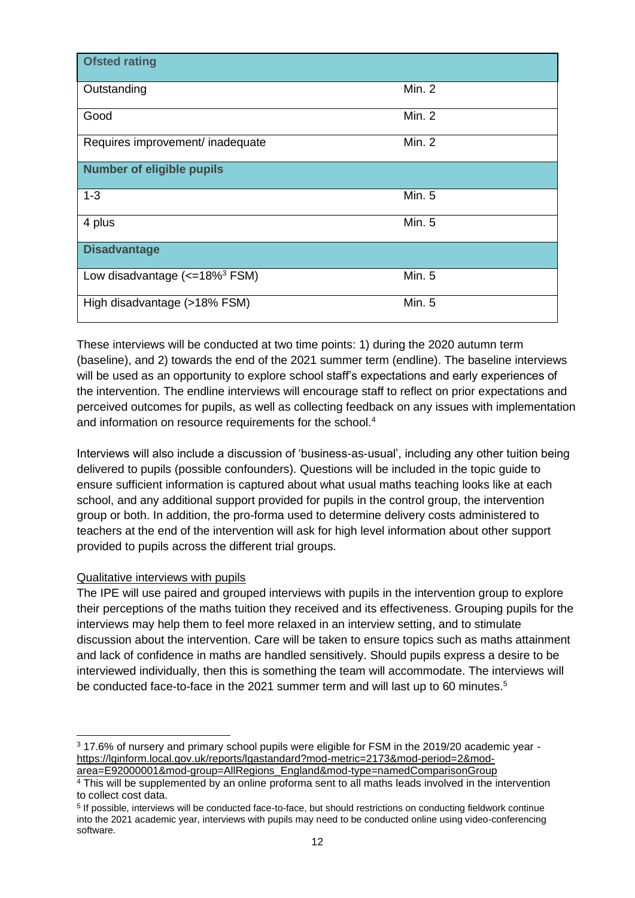| Ofsted rating | |
|---|---|
| Outstanding | Min. 2 |
| Good | Min. 2 |
| Requires improvement/ inadequate | Min. 2 |
| **Number of eligible pupils** | |
| 1-3 | Min. 5 |
| 4 plus | Min. 5 |
| **Disadvantage** | |
| Low disadvantage (<=18%[3] FSM) | Min. 5 |
| High disadvantage (>18% FSM) | Min. 5 |

These interviews will be conducted at two time points: 1) during the 2020 autumn term (baseline), and 2) towards the end of the 2021 summer term (endline). The baseline interviews will be used as an opportunity to explore school staff's expectations and early experiences of the intervention. The endline interviews will encourage staff to reflect on prior expectations and perceived outcomes for pupils, as well as collecting feedback on any issues with implementation and information on resource requirements for the school.[4]

Interviews will also include a discussion of 'business-as-usual', including any other tuition being delivered to pupils (possible confounders). Questions will be included in the topic guide to ensure sufficient information is captured about what usual maths teaching looks like at each school, and any additional support provided for pupils in the control group, the intervention group or both. In addition, the pro-forma used to determine delivery costs administered to teachers at the end of the intervention will ask for high level information about other support provided to pupils across the different trial groups.

Qualitative interviews with pupils

The IPE will use paired and grouped interviews with pupils in the intervention group to explore their perceptions of the maths tuition they received and its effectiveness. Grouping pupils for the interviews may help them to feel more relaxed in an interview setting, and to stimulate discussion about the intervention. Care will be taken to ensure topics such as maths attainment and lack of confidence in maths are handled sensitively. Should pupils express a desire to be interviewed individually, then this is something the team will accommodate. The interviews will be conducted face-to-face in the 2021 summer term and will last up to 60 minutes.[5]

---

[3] 17.6% of nursery and primary school pupils were eligible for FSM in the 2019/20 academic year - https://lginform.local.gov.uk/reports/lgastandard?mod-metric=2173&mod-period=2&mod-area=E92000001&mod-group=AllRegions_England&mod-type=namedComparisonGroup

[4] This will be supplemented by an online proforma sent to all maths leads involved in the intervention to collect cost data.

[5] If possible, interviews will be conducted face-to-face, but should restrictions on conducting fieldwork continue into the 2021 academic year, interviews with pupils may need to be conducted online using video-conferencing software.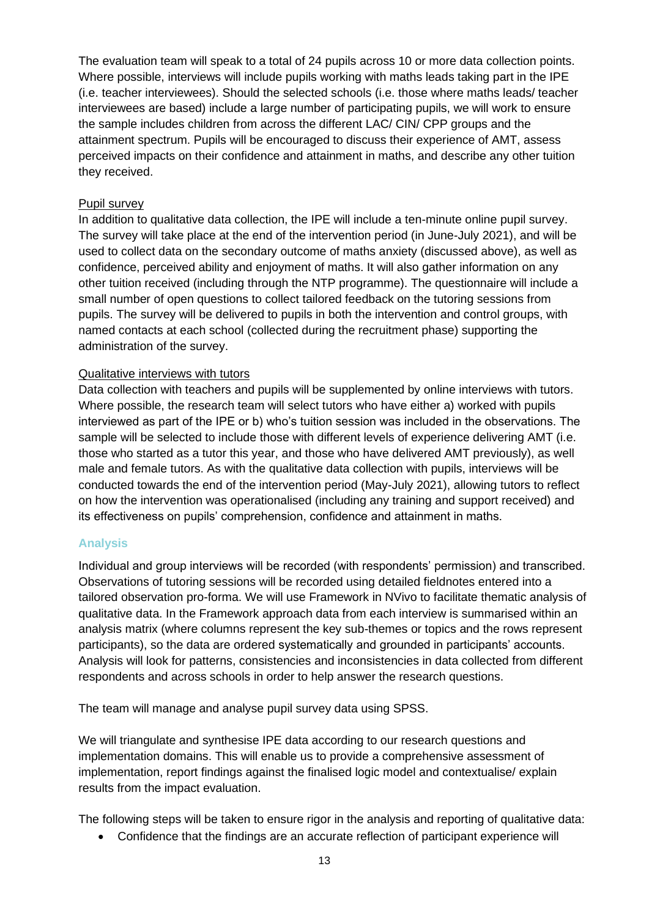The evaluation team will speak to a total of 24 pupils across 10 or more data collection points. Where possible, interviews will include pupils working with maths leads taking part in the IPE (i.e. teacher interviewees). Should the selected schools (i.e. those where maths leads/ teacher interviewees are based) include a large number of participating pupils, we will work to ensure the sample includes children from across the different LAC/ CIN/ CPP groups and the attainment spectrum. Pupils will be encouraged to discuss their experience of AMT, assess perceived impacts on their confidence and attainment in maths, and describe any other tuition they received.

Pupil survey

In addition to qualitative data collection, the IPE will include a ten-minute online pupil survey. The survey will take place at the end of the intervention period (in June-July 2021), and will be used to collect data on the secondary outcome of maths anxiety (discussed above), as well as confidence, perceived ability and enjoyment of maths. It will also gather information on any other tuition received (including through the NTP programme). The questionnaire will include a small number of open questions to collect tailored feedback on the tutoring sessions from pupils. The survey will be delivered to pupils in both the intervention and control groups, with named contacts at each school (collected during the recruitment phase) supporting the administration of the survey.

Qualitative interviews with tutors

Data collection with teachers and pupils will be supplemented by online interviews with tutors. Where possible, the research team will select tutors who have either a) worked with pupils interviewed as part of the IPE or b) who's tuition session was included in the observations. The sample will be selected to include those with different levels of experience delivering AMT (i.e. those who started as a tutor this year, and those who have delivered AMT previously), as well male and female tutors. As with the qualitative data collection with pupils, interviews will be conducted towards the end of the intervention period (May-July 2021), allowing tutors to reflect on how the intervention was operationalised (including any training and support received) and its effectiveness on pupils' comprehension, confidence and attainment in maths.

### Analysis

Individual and group interviews will be recorded (with respondents' permission) and transcribed. Observations of tutoring sessions will be recorded using detailed fieldnotes entered into a tailored observation pro-forma. We will use Framework in NVivo to facilitate thematic analysis of qualitative data. In the Framework approach data from each interview is summarised within an analysis matrix (where columns represent the key sub-themes or topics and the rows represent participants), so the data are ordered systematically and grounded in participants' accounts. Analysis will look for patterns, consistencies and inconsistencies in data collected from different respondents and across schools in order to help answer the research questions.

The team will manage and analyse pupil survey data using SPSS.

We will triangulate and synthesise IPE data according to our research questions and implementation domains. This will enable us to provide a comprehensive assessment of implementation, report findings against the finalised logic model and contextualise/ explain results from the impact evaluation.

The following steps will be taken to ensure rigor in the analysis and reporting of qualitative data:

- Confidence that the findings are an accurate reflection of participant experience will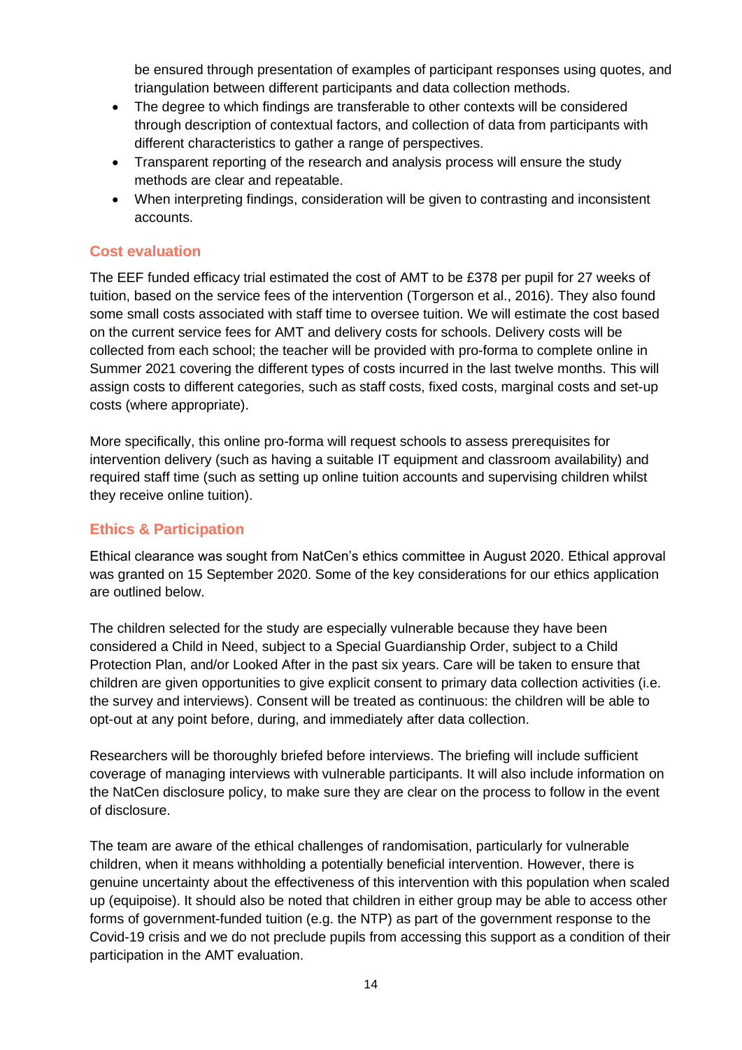be ensured through presentation of examples of participant responses using quotes, and triangulation between different participants and data collection methods.

- The degree to which findings are transferable to other contexts will be considered through description of contextual factors, and collection of data from participants with different characteristics to gather a range of perspectives.
- Transparent reporting of the research and analysis process will ensure the study methods are clear and repeatable.
- When interpreting findings, consideration will be given to contrasting and inconsistent accounts.

### Cost evaluation

The EEF funded efficacy trial estimated the cost of AMT to be £378 per pupil for 27 weeks of tuition, based on the service fees of the intervention (Torgerson et al., 2016). They also found some small costs associated with staff time to oversee tuition. We will estimate the cost based on the current service fees for AMT and delivery costs for schools. Delivery costs will be collected from each school; the teacher will be provided with pro-forma to complete online in Summer 2021 covering the different types of costs incurred in the last twelve months. This will assign costs to different categories, such as staff costs, fixed costs, marginal costs and set-up costs (where appropriate).

More specifically, this online pro-forma will request schools to assess prerequisites for intervention delivery (such as having a suitable IT equipment and classroom availability) and required staff time (such as setting up online tuition accounts and supervising children whilst they receive online tuition).

### Ethics & Participation

Ethical clearance was sought from NatCen's ethics committee in August 2020. Ethical approval was granted on 15 September 2020. Some of the key considerations for our ethics application are outlined below.

The children selected for the study are especially vulnerable because they have been considered a Child in Need, subject to a Special Guardianship Order, subject to a Child Protection Plan, and/or Looked After in the past six years. Care will be taken to ensure that children are given opportunities to give explicit consent to primary data collection activities (i.e. the survey and interviews). Consent will be treated as continuous: the children will be able to opt-out at any point before, during, and immediately after data collection.

Researchers will be thoroughly briefed before interviews. The briefing will include sufficient coverage of managing interviews with vulnerable participants. It will also include information on the NatCen disclosure policy, to make sure they are clear on the process to follow in the event of disclosure.

The team are aware of the ethical challenges of randomisation, particularly for vulnerable children, when it means withholding a potentially beneficial intervention. However, there is genuine uncertainty about the effectiveness of this intervention with this population when scaled up (equipoise). It should also be noted that children in either group may be able to access other forms of government-funded tuition (e.g. the NTP) as part of the government response to the Covid-19 crisis and we do not preclude pupils from accessing this support as a condition of their participation in the AMT evaluation.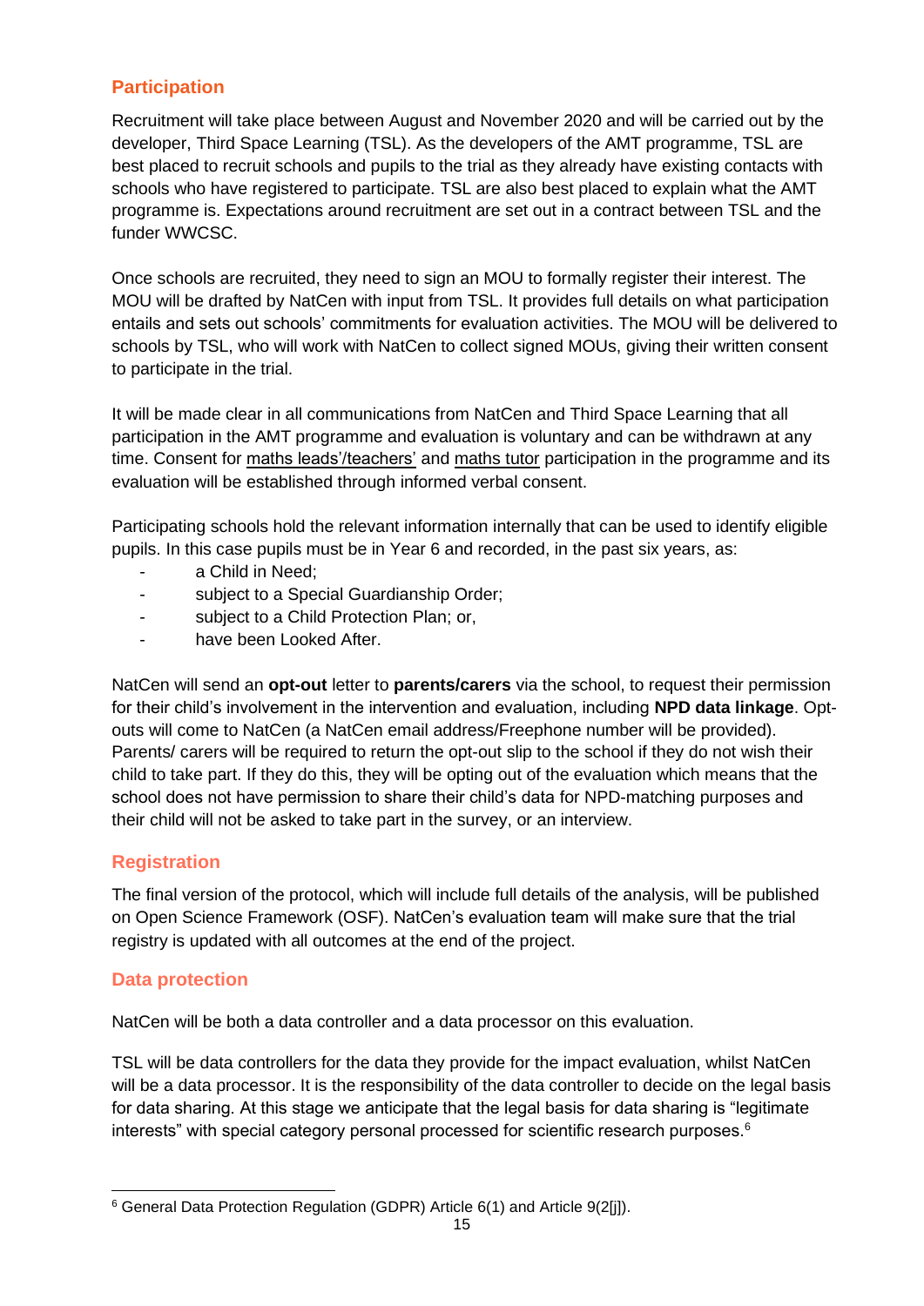## Participation

Recruitment will take place between August and November 2020 and will be carried out by the developer, Third Space Learning (TSL). As the developers of the AMT programme, TSL are best placed to recruit schools and pupils to the trial as they already have existing contacts with schools who have registered to participate. TSL are also best placed to explain what the AMT programme is. Expectations around recruitment are set out in a contract between TSL and the funder WWCSC.

Once schools are recruited, they need to sign an MOU to formally register their interest. The MOU will be drafted by NatCen with input from TSL. It provides full details on what participation entails and sets out schools' commitments for evaluation activities. The MOU will be delivered to schools by TSL, who will work with NatCen to collect signed MOUs, giving their written consent to participate in the trial.

It will be made clear in all communications from NatCen and Third Space Learning that all participation in the AMT programme and evaluation is voluntary and can be withdrawn at any time. Consent for maths leads'/teachers' and maths tutor participation in the programme and its evaluation will be established through informed verbal consent.

Participating schools hold the relevant information internally that can be used to identify eligible pupils. In this case pupils must be in Year 6 and recorded, in the past six years, as:

- a Child in Need;
- subject to a Special Guardianship Order;
- subject to a Child Protection Plan; or,
- have been Looked After.

NatCen will send an **opt-out** letter to **parents/carers** via the school, to request their permission for their child's involvement in the intervention and evaluation, including **NPD data linkage**. Opt-outs will come to NatCen (a NatCen email address/Freephone number will be provided). Parents/ carers will be required to return the opt-out slip to the school if they do not wish their child to take part. If they do this, they will be opting out of the evaluation which means that the school does not have permission to share their child's data for NPD-matching purposes and their child will not be asked to take part in the survey, or an interview.

## Registration

The final version of the protocol, which will include full details of the analysis, will be published on Open Science Framework (OSF). NatCen's evaluation team will make sure that the trial registry is updated with all outcomes at the end of the project.

## Data protection

NatCen will be both a data controller and a data processor on this evaluation.

TSL will be data controllers for the data they provide for the impact evaluation, whilst NatCen will be a data processor. It is the responsibility of the data controller to decide on the legal basis for data sharing. At this stage we anticipate that the legal basis for data sharing is "legitimate interests" with special category personal processed for scientific research purposes.[6]

[6] General Data Protection Regulation (GDPR) Article 6(1) and Article 9(2[j]).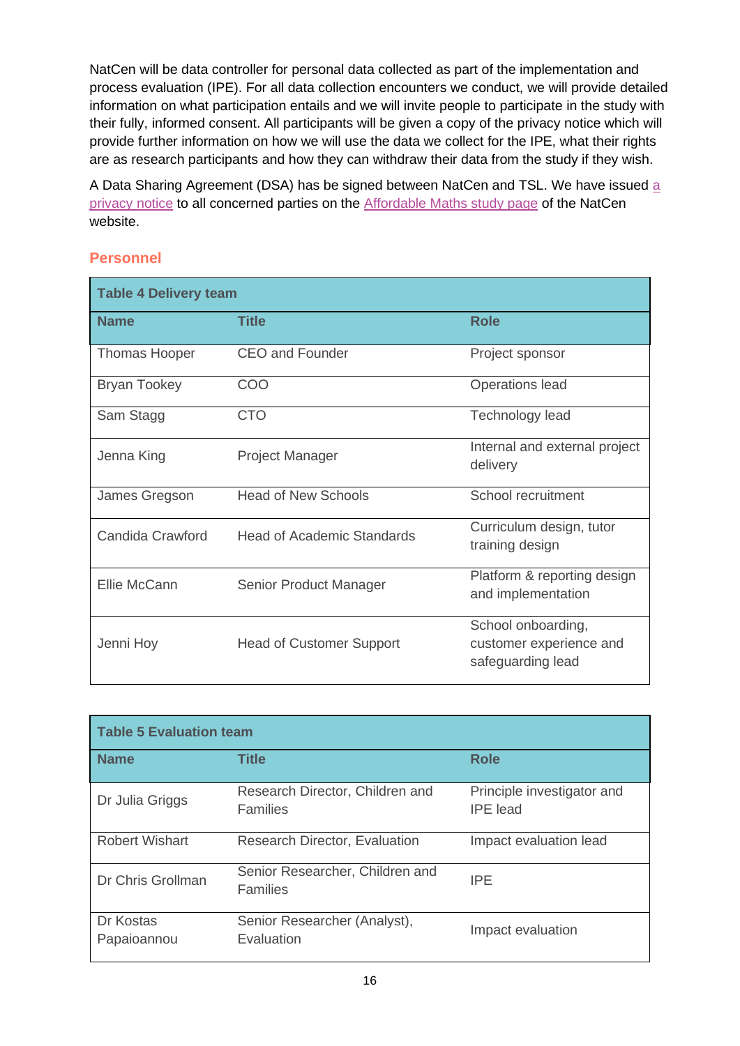NatCen will be data controller for personal data collected as part of the implementation and process evaluation (IPE). For all data collection encounters we conduct, we will provide detailed information on what participation entails and we will invite people to participate in the study with their fully, informed consent. All participants will be given a copy of the privacy notice which will provide further information on how we will use the data we collect for the IPE, what their rights are as research participants and how they can withdraw their data from the study if they wish.

A Data Sharing Agreement (DSA) has be signed between NatCen and TSL. We have issued a privacy notice to all concerned parties on the Affordable Maths study page of the NatCen website.

## Personnel

**Table 4 Delivery team**

| Name | Title | Role |
|---|---|---|
| Thomas Hooper | CEO and Founder | Project sponsor |
| Bryan Tookey | COO | Operations lead |
| Sam Stagg | CTO | Technology lead |
| Jenna King | Project Manager | Internal and external project delivery |
| James Gregson | Head of New Schools | School recruitment |
| Candida Crawford | Head of Academic Standards | Curriculum design, tutor training design |
| Ellie McCann | Senior Product Manager | Platform & reporting design and implementation |
| Jenni Hoy | Head of Customer Support | School onboarding, customer experience and safeguarding lead |

**Table 5 Evaluation team**

| Name | Title | Role |
|---|---|---|
| Dr Julia Griggs | Research Director, Children and Families | Principle investigator and IPE lead |
| Robert Wishart | Research Director, Evaluation | Impact evaluation lead |
| Dr Chris Grollman | Senior Researcher, Children and Families | IPE |
| Dr Kostas Papaioannou | Senior Researcher (Analyst), Evaluation | Impact evaluation |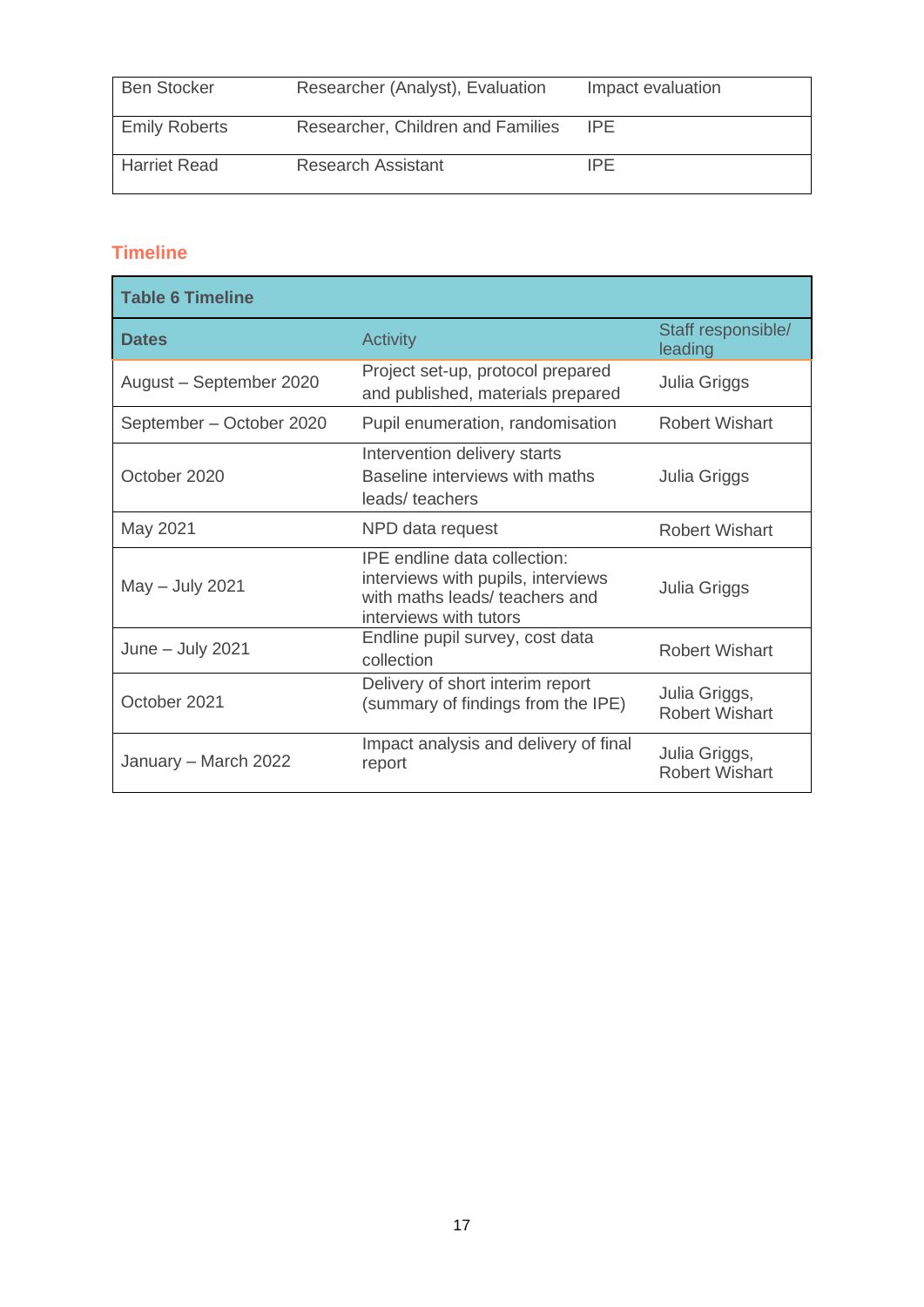| Ben Stocker | Researcher (Analyst), Evaluation | Impact evaluation |
|---|---|---|
| Emily Roberts | Researcher, Children and Families | IPE |
| Harriet Read | Research Assistant | IPE |

## Timeline

**Table 6 Timeline**

| Dates | Activity | Staff responsible/ leading |
|---|---|---|
| August – September 2020 | Project set-up, protocol prepared and published, materials prepared | Julia Griggs |
| September – October 2020 | Pupil enumeration, randomisation | Robert Wishart |
| October 2020 | Intervention delivery starts<br>Baseline interviews with maths leads/ teachers | Julia Griggs |
| May 2021 | NPD data request | Robert Wishart |
| May – July 2021 | IPE endline data collection: interviews with pupils, interviews with maths leads/ teachers and interviews with tutors | Julia Griggs |
| June – July 2021 | Endline pupil survey, cost data collection | Robert Wishart |
| October 2021 | Delivery of short interim report (summary of findings from the IPE) | Julia Griggs, Robert Wishart |
| January – March 2022 | Impact analysis and delivery of final report | Julia Griggs, Robert Wishart |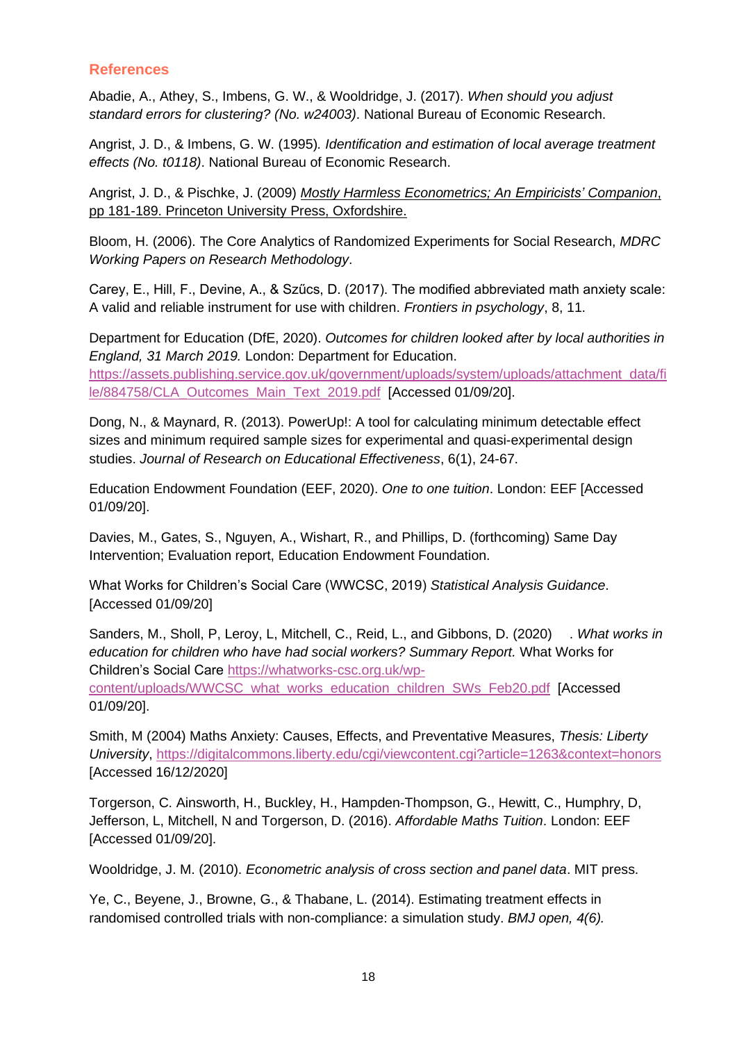## References

Abadie, A., Athey, S., Imbens, G. W., & Wooldridge, J. (2017). *When should you adjust standard errors for clustering? (No. w24003)*. National Bureau of Economic Research.

Angrist, J. D., & Imbens, G. W. (1995). *Identification and estimation of local average treatment effects (No. t0118)*. National Bureau of Economic Research.

Angrist, J. D., & Pischke, J. (2009) *Mostly Harmless Econometrics; An Empiricists' Companion*, pp 181-189. Princeton University Press, Oxfordshire.

Bloom, H. (2006). The Core Analytics of Randomized Experiments for Social Research, *MDRC Working Papers on Research Methodology*.

Carey, E., Hill, F., Devine, A., & Szűcs, D. (2017). The modified abbreviated math anxiety scale: A valid and reliable instrument for use with children. *Frontiers in psychology*, 8, 11.

Department for Education (DfE, 2020). *Outcomes for children looked after by local authorities in England, 31 March 2019.* London: Department for Education. https://assets.publishing.service.gov.uk/government/uploads/system/uploads/attachment_data/file/884758/CLA_Outcomes_Main_Text_2019.pdf [Accessed 01/09/20].

Dong, N., & Maynard, R. (2013). PowerUp!: A tool for calculating minimum detectable effect sizes and minimum required sample sizes for experimental and quasi-experimental design studies. *Journal of Research on Educational Effectiveness*, 6(1), 24-67.

Education Endowment Foundation (EEF, 2020). *One to one tuition*. London: EEF [Accessed 01/09/20].

Davies, M., Gates, S., Nguyen, A., Wishart, R., and Phillips, D. (forthcoming) Same Day Intervention; Evaluation report, Education Endowment Foundation.

What Works for Children's Social Care (WWCSC, 2019) *Statistical Analysis Guidance*. [Accessed 01/09/20]

Sanders, M., Sholl, P, Leroy, L, Mitchell, C., Reid, L., and Gibbons, D. (2020) . *What works in education for children who have had social workers? Summary Report.* What Works for Children's Social Care https://whatworks-csc.org.uk/wp-content/uploads/WWCSC_what_works_education_children_SWs_Feb20.pdf [Accessed 01/09/20].

Smith, M (2004) Maths Anxiety: Causes, Effects, and Preventative Measures, *Thesis: Liberty University*, https://digitalcommons.liberty.edu/cgi/viewcontent.cgi?article=1263&context=honors [Accessed 16/12/2020]

Torgerson, C. Ainsworth, H., Buckley, H., Hampden-Thompson, G., Hewitt, C., Humphry, D, Jefferson, L, Mitchell, N and Torgerson, D. (2016). *Affordable Maths Tuition*. London: EEF [Accessed 01/09/20].

Wooldridge, J. M. (2010). *Econometric analysis of cross section and panel data*. MIT press.

Ye, C., Beyene, J., Browne, G., & Thabane, L. (2014). Estimating treatment effects in randomised controlled trials with non-compliance: a simulation study. *BMJ open, 4(6).*